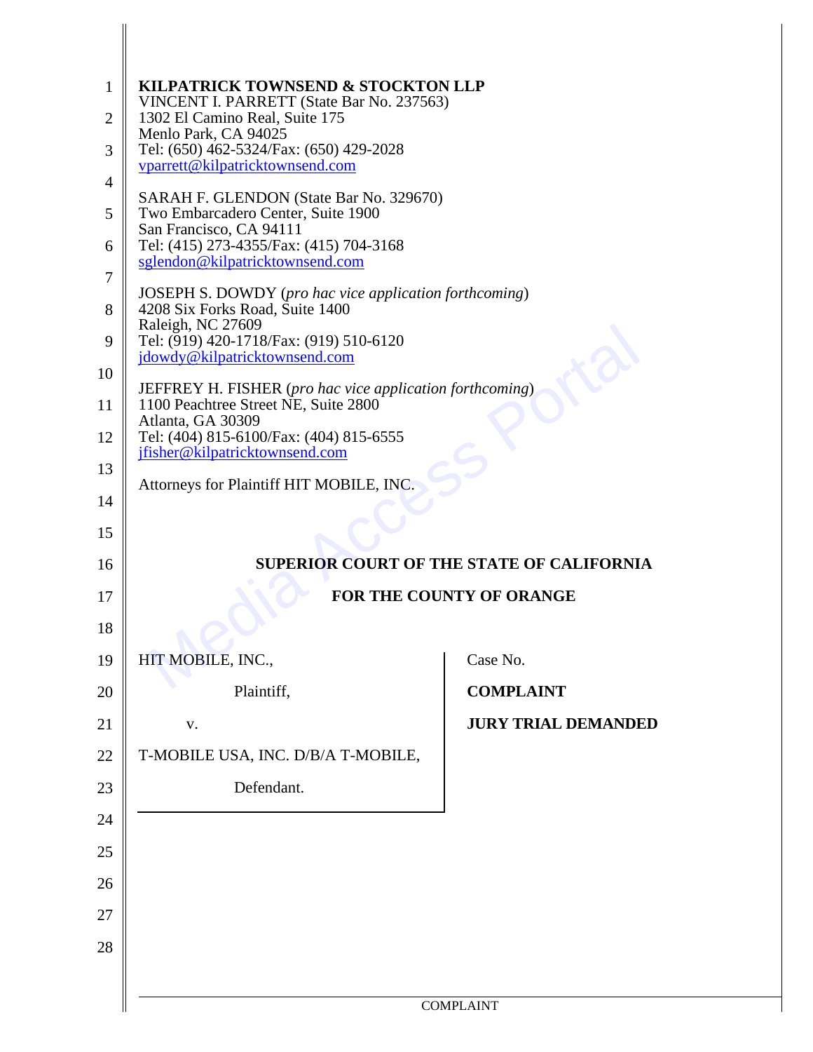**KILPATRICK TOWNSEND & STOCKTON LLP**
VINCENT I. PARRETT (State Bar No. 237563)
1302 El Camino Real, Suite 175
Menlo Park, CA 94025
Tel: (650) 462-5324/Fax: (650) 429-2028
vparrett@kilpatricktownsend.com

SARAH F. GLENDON (State Bar No. 329670)
Two Embarcadero Center, Suite 1900
San Francisco, CA 94111
Tel: (415) 273-4355/Fax: (415) 704-3168
sglendon@kilpatricktownsend.com

JOSEPH S. DOWDY (*pro hac vice application forthcoming*)
4208 Six Forks Road, Suite 1400
Raleigh, NC 27609
Tel: (919) 420-1718/Fax: (919) 510-6120
jdowdy@kilpatricktownsend.com

JEFFREY H. FISHER (*pro hac vice application forthcoming*)
1100 Peachtree Street NE, Suite 2800
Atlanta, GA 30309
Tel: (404) 815-6100/Fax: (404) 815-6555
jfisher@kilpatricktownsend.com

Attorneys for Plaintiff HIT MOBILE, INC.

**SUPERIOR COURT OF THE STATE OF CALIFORNIA**

**FOR THE COUNTY OF ORANGE**

HIT MOBILE, INC.,

Plaintiff,

v.

T-MOBILE USA, INC. D/B/A T-MOBILE,

Defendant.

Case No.

**COMPLAINT**

**JURY TRIAL DEMANDED**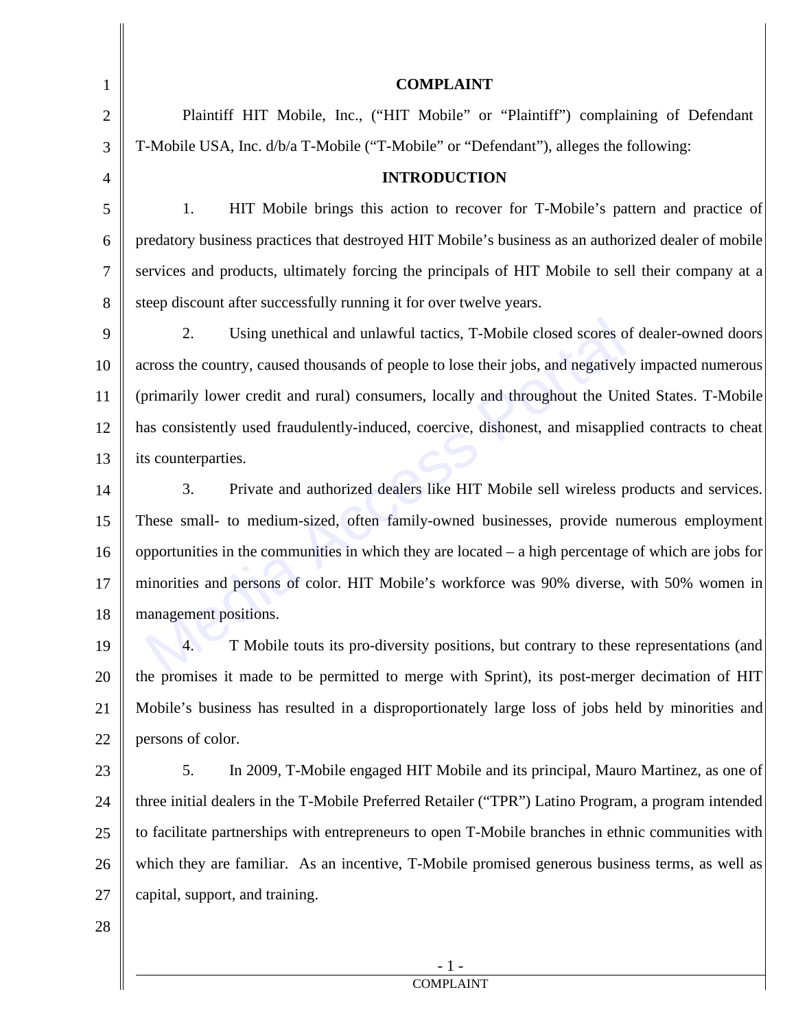## COMPLAINT

Plaintiff HIT Mobile, Inc., ("HIT Mobile" or "Plaintiff") complaining of Defendant T-Mobile USA, Inc. d/b/a T-Mobile ("T-Mobile" or "Defendant"), alleges the following:

## INTRODUCTION

1. HIT Mobile brings this action to recover for T-Mobile's pattern and practice of predatory business practices that destroyed HIT Mobile's business as an authorized dealer of mobile services and products, ultimately forcing the principals of HIT Mobile to sell their company at a steep discount after successfully running it for over twelve years.

2. Using unethical and unlawful tactics, T-Mobile closed scores of dealer-owned doors across the country, caused thousands of people to lose their jobs, and negatively impacted numerous (primarily lower credit and rural) consumers, locally and throughout the United States. T-Mobile has consistently used fraudulently-induced, coercive, dishonest, and misapplied contracts to cheat its counterparties.

3. Private and authorized dealers like HIT Mobile sell wireless products and services. These small- to medium-sized, often family-owned businesses, provide numerous employment opportunities in the communities in which they are located – a high percentage of which are jobs for minorities and persons of color. HIT Mobile's workforce was 90% diverse, with 50% women in management positions.

4. T Mobile touts its pro-diversity positions, but contrary to these representations (and the promises it made to be permitted to merge with Sprint), its post-merger decimation of HIT Mobile's business has resulted in a disproportionately large loss of jobs held by minorities and persons of color.

5. In 2009, T-Mobile engaged HIT Mobile and its principal, Mauro Martinez, as one of three initial dealers in the T-Mobile Preferred Retailer ("TPR") Latino Program, a program intended to facilitate partnerships with entrepreneurs to open T-Mobile branches in ethnic communities with which they are familiar. As an incentive, T-Mobile promised generous business terms, as well as capital, support, and training.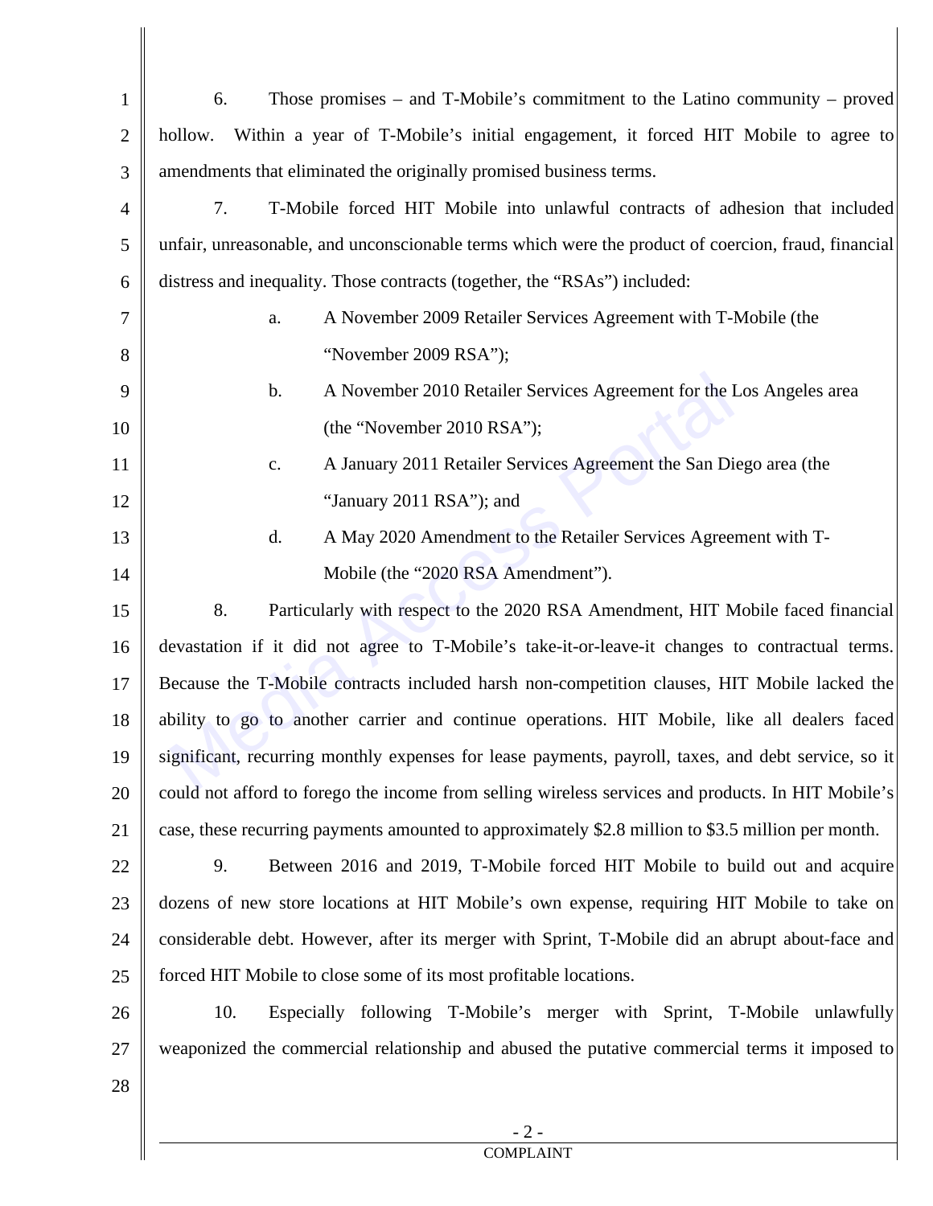6. Those promises – and T-Mobile's commitment to the Latino community – proved hollow. Within a year of T-Mobile's initial engagement, it forced HIT Mobile to agree to amendments that eliminated the originally promised business terms.

7. T-Mobile forced HIT Mobile into unlawful contracts of adhesion that included unfair, unreasonable, and unconscionable terms which were the product of coercion, fraud, financial distress and inequality. Those contracts (together, the "RSAs") included:

a. A November 2009 Retailer Services Agreement with T-Mobile (the "November 2009 RSA");

b. A November 2010 Retailer Services Agreement for the Los Angeles area (the "November 2010 RSA");

c. A January 2011 Retailer Services Agreement the San Diego area (the "January 2011 RSA"); and

d. A May 2020 Amendment to the Retailer Services Agreement with T-Mobile (the "2020 RSA Amendment").

8. Particularly with respect to the 2020 RSA Amendment, HIT Mobile faced financial devastation if it did not agree to T-Mobile's take-it-or-leave-it changes to contractual terms. Because the T-Mobile contracts included harsh non-competition clauses, HIT Mobile lacked the ability to go to another carrier and continue operations. HIT Mobile, like all dealers faced significant, recurring monthly expenses for lease payments, payroll, taxes, and debt service, so it could not afford to forego the income from selling wireless services and products. In HIT Mobile's case, these recurring payments amounted to approximately $2.8 million to $3.5 million per month.

9. Between 2016 and 2019, T-Mobile forced HIT Mobile to build out and acquire dozens of new store locations at HIT Mobile's own expense, requiring HIT Mobile to take on considerable debt. However, after its merger with Sprint, T-Mobile did an abrupt about-face and forced HIT Mobile to close some of its most profitable locations.

10. Especially following T-Mobile's merger with Sprint, T-Mobile unlawfully weaponized the commercial relationship and abused the putative commercial terms it imposed to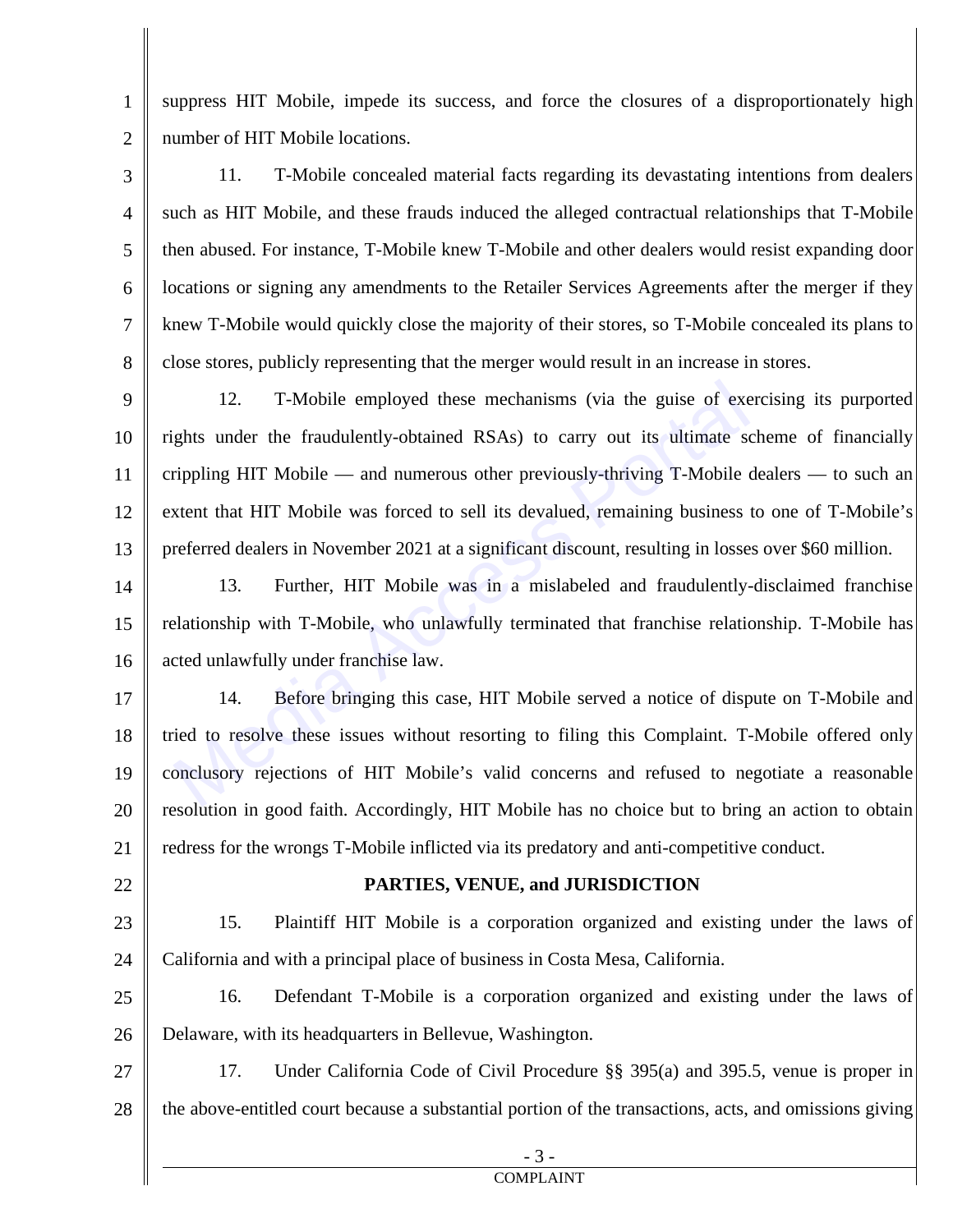suppress HIT Mobile, impede its success, and force the closures of a disproportionately high number of HIT Mobile locations.

11. T-Mobile concealed material facts regarding its devastating intentions from dealers such as HIT Mobile, and these frauds induced the alleged contractual relationships that T-Mobile then abused. For instance, T-Mobile knew T-Mobile and other dealers would resist expanding door locations or signing any amendments to the Retailer Services Agreements after the merger if they knew T-Mobile would quickly close the majority of their stores, so T-Mobile concealed its plans to close stores, publicly representing that the merger would result in an increase in stores.

12. T-Mobile employed these mechanisms (via the guise of exercising its purported rights under the fraudulently-obtained RSAs) to carry out its ultimate scheme of financially crippling HIT Mobile — and numerous other previously-thriving T-Mobile dealers — to such an extent that HIT Mobile was forced to sell its devalued, remaining business to one of T-Mobile's preferred dealers in November 2021 at a significant discount, resulting in losses over $60 million.

13. Further, HIT Mobile was in a mislabeled and fraudulently-disclaimed franchise relationship with T-Mobile, who unlawfully terminated that franchise relationship. T-Mobile has acted unlawfully under franchise law.

14. Before bringing this case, HIT Mobile served a notice of dispute on T-Mobile and tried to resolve these issues without resorting to filing this Complaint. T-Mobile offered only conclusory rejections of HIT Mobile's valid concerns and refused to negotiate a reasonable resolution in good faith. Accordingly, HIT Mobile has no choice but to bring an action to obtain redress for the wrongs T-Mobile inflicted via its predatory and anti-competitive conduct.

## PARTIES, VENUE, and JURISDICTION

15. Plaintiff HIT Mobile is a corporation organized and existing under the laws of California and with a principal place of business in Costa Mesa, California.

16. Defendant T-Mobile is a corporation organized and existing under the laws of Delaware, with its headquarters in Bellevue, Washington.

17. Under California Code of Civil Procedure §§ 395(a) and 395.5, venue is proper in the above-entitled court because a substantial portion of the transactions, acts, and omissions giving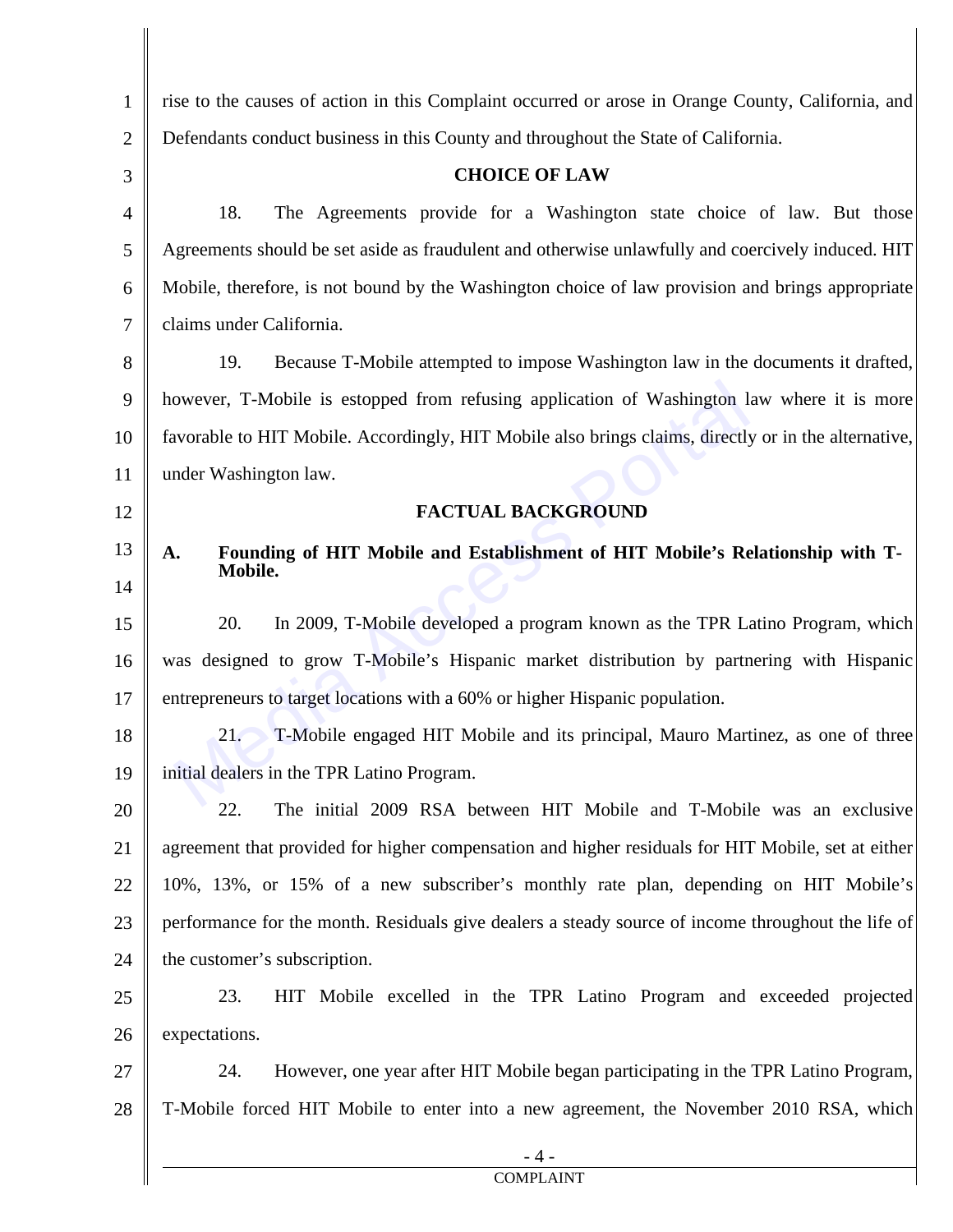rise to the causes of action in this Complaint occurred or arose in Orange County, California, and Defendants conduct business in this County and throughout the State of California.

## CHOICE OF LAW

18. The Agreements provide for a Washington state choice of law. But those Agreements should be set aside as fraudulent and otherwise unlawfully and coercively induced. HIT Mobile, therefore, is not bound by the Washington choice of law provision and brings appropriate claims under California.

19. Because T-Mobile attempted to impose Washington law in the documents it drafted, however, T-Mobile is estopped from refusing application of Washington law where it is more favorable to HIT Mobile. Accordingly, HIT Mobile also brings claims, directly or in the alternative, under Washington law.

## FACTUAL BACKGROUND

### A. Founding of HIT Mobile and Establishment of HIT Mobile's Relationship with T-Mobile.

20. In 2009, T-Mobile developed a program known as the TPR Latino Program, which was designed to grow T-Mobile's Hispanic market distribution by partnering with Hispanic entrepreneurs to target locations with a 60% or higher Hispanic population.

21. T-Mobile engaged HIT Mobile and its principal, Mauro Martinez, as one of three initial dealers in the TPR Latino Program.

22. The initial 2009 RSA between HIT Mobile and T-Mobile was an exclusive agreement that provided for higher compensation and higher residuals for HIT Mobile, set at either 10%, 13%, or 15% of a new subscriber's monthly rate plan, depending on HIT Mobile's performance for the month. Residuals give dealers a steady source of income throughout the life of the customer's subscription.

23. HIT Mobile excelled in the TPR Latino Program and exceeded projected expectations.

24. However, one year after HIT Mobile began participating in the TPR Latino Program, T-Mobile forced HIT Mobile to enter into a new agreement, the November 2010 RSA, which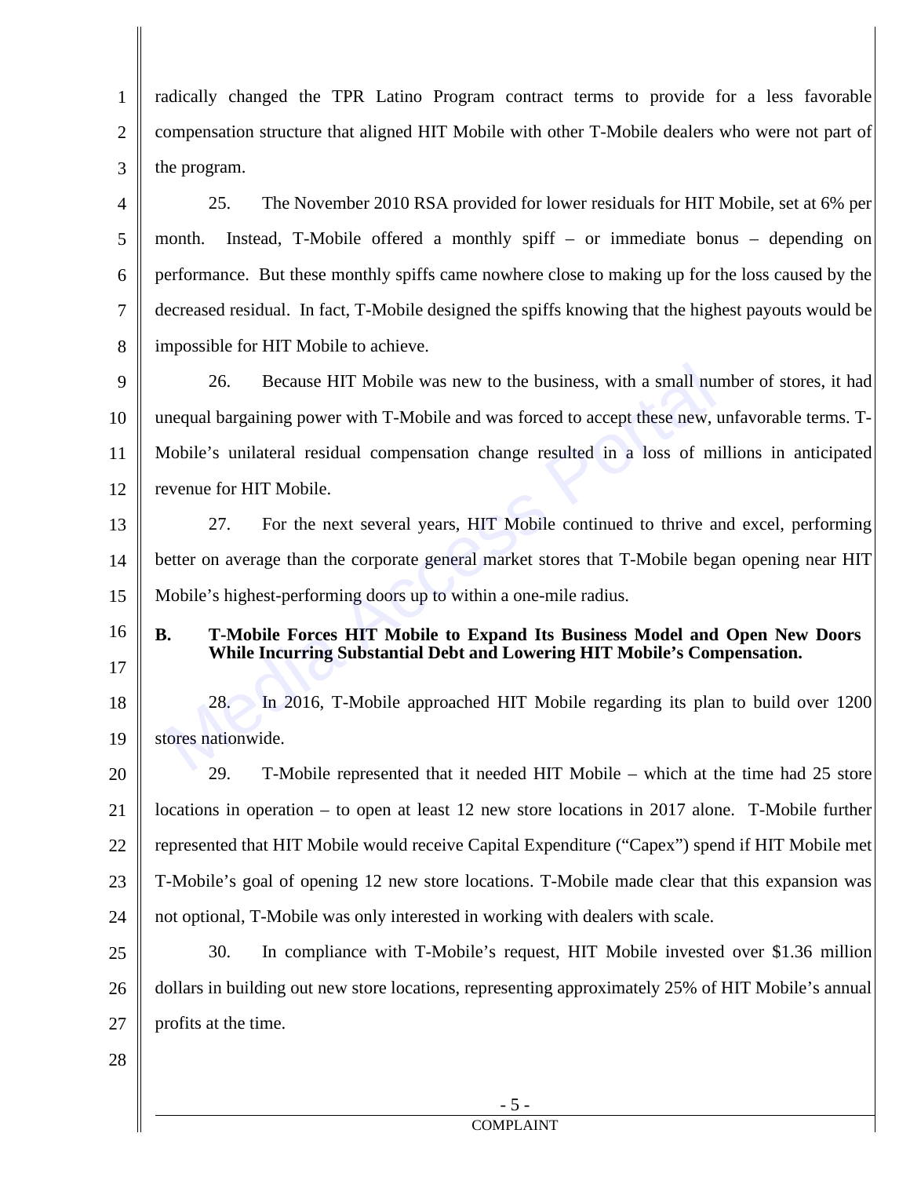radically changed the TPR Latino Program contract terms to provide for a less favorable compensation structure that aligned HIT Mobile with other T-Mobile dealers who were not part of the program.

25. The November 2010 RSA provided for lower residuals for HIT Mobile, set at 6% per month. Instead, T-Mobile offered a monthly spiff – or immediate bonus – depending on performance. But these monthly spiffs came nowhere close to making up for the loss caused by the decreased residual. In fact, T-Mobile designed the spiffs knowing that the highest payouts would be impossible for HIT Mobile to achieve.

26. Because HIT Mobile was new to the business, with a small number of stores, it had unequal bargaining power with T-Mobile and was forced to accept these new, unfavorable terms. T-Mobile's unilateral residual compensation change resulted in a loss of millions in anticipated revenue for HIT Mobile.

27. For the next several years, HIT Mobile continued to thrive and excel, performing better on average than the corporate general market stores that T-Mobile began opening near HIT Mobile's highest-performing doors up to within a one-mile radius.

### B. T-Mobile Forces HIT Mobile to Expand Its Business Model and Open New Doors While Incurring Substantial Debt and Lowering HIT Mobile's Compensation.

28. In 2016, T-Mobile approached HIT Mobile regarding its plan to build over 1200 stores nationwide.

29. T-Mobile represented that it needed HIT Mobile – which at the time had 25 store locations in operation – to open at least 12 new store locations in 2017 alone. T-Mobile further represented that HIT Mobile would receive Capital Expenditure ("Capex") spend if HIT Mobile met T-Mobile's goal of opening 12 new store locations. T-Mobile made clear that this expansion was not optional, T-Mobile was only interested in working with dealers with scale.

30. In compliance with T-Mobile's request, HIT Mobile invested over $1.36 million dollars in building out new store locations, representing approximately 25% of HIT Mobile's annual profits at the time.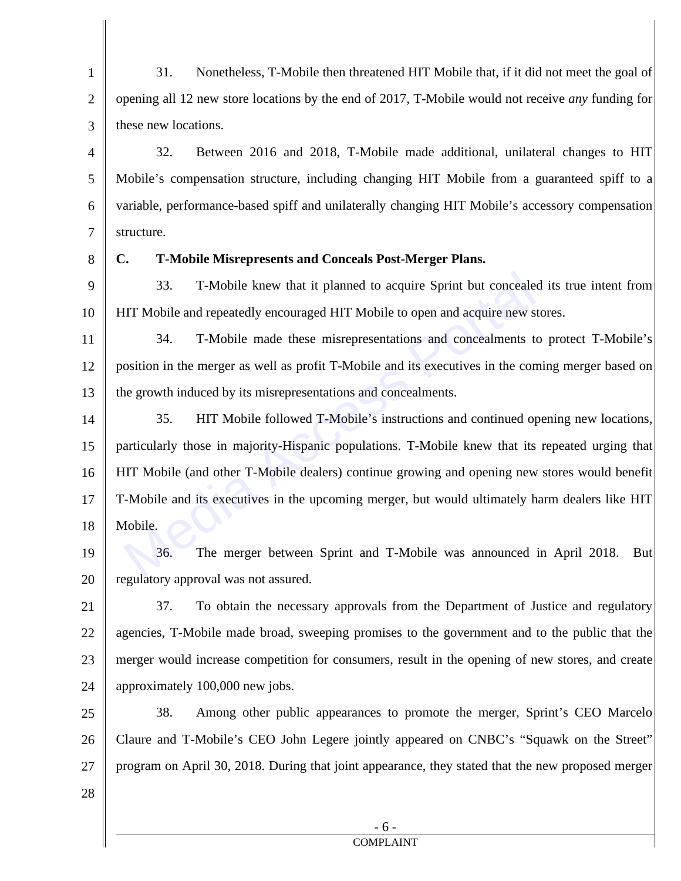31. Nonetheless, T-Mobile then threatened HIT Mobile that, if it did not meet the goal of opening all 12 new store locations by the end of 2017, T-Mobile would not receive *any* funding for these new locations.

32. Between 2016 and 2018, T-Mobile made additional, unilateral changes to HIT Mobile's compensation structure, including changing HIT Mobile from a guaranteed spiff to a variable, performance-based spiff and unilaterally changing HIT Mobile's accessory compensation structure.

**C. T-Mobile Misrepresents and Conceals Post-Merger Plans.**

33. T-Mobile knew that it planned to acquire Sprint but concealed its true intent from HIT Mobile and repeatedly encouraged HIT Mobile to open and acquire new stores.

34. T-Mobile made these misrepresentations and concealments to protect T-Mobile's position in the merger as well as profit T-Mobile and its executives in the coming merger based on the growth induced by its misrepresentations and concealments.

35. HIT Mobile followed T-Mobile's instructions and continued opening new locations, particularly those in majority-Hispanic populations. T-Mobile knew that its repeated urging that HIT Mobile (and other T-Mobile dealers) continue growing and opening new stores would benefit T-Mobile and its executives in the upcoming merger, but would ultimately harm dealers like HIT Mobile.

36. The merger between Sprint and T-Mobile was announced in April 2018. But regulatory approval was not assured.

37. To obtain the necessary approvals from the Department of Justice and regulatory agencies, T-Mobile made broad, sweeping promises to the government and to the public that the merger would increase competition for consumers, result in the opening of new stores, and create approximately 100,000 new jobs.

38. Among other public appearances to promote the merger, Sprint's CEO Marcelo Claure and T-Mobile's CEO John Legere jointly appeared on CNBC's "Squawk on the Street" program on April 30, 2018. During that joint appearance, they stated that the new proposed merger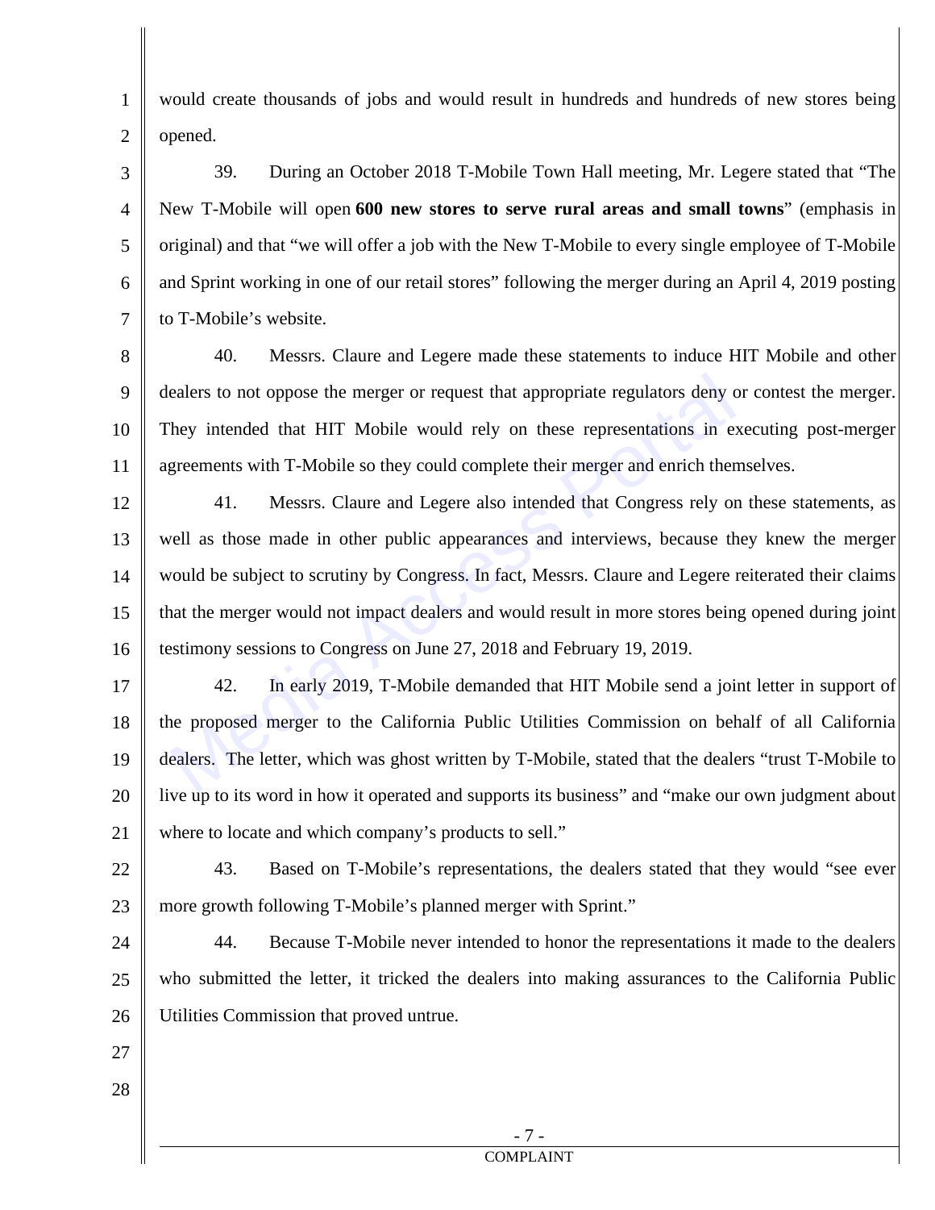would create thousands of jobs and would result in hundreds and hundreds of new stores being opened.

39. During an October 2018 T-Mobile Town Hall meeting, Mr. Legere stated that "The New T-Mobile will open **600 new stores to serve rural areas and small towns**" (emphasis in original) and that "we will offer a job with the New T-Mobile to every single employee of T-Mobile and Sprint working in one of our retail stores" following the merger during an April 4, 2019 posting to T-Mobile's website.

40. Messrs. Claure and Legere made these statements to induce HIT Mobile and other dealers to not oppose the merger or request that appropriate regulators deny or contest the merger. They intended that HIT Mobile would rely on these representations in executing post-merger agreements with T-Mobile so they could complete their merger and enrich themselves.

41. Messrs. Claure and Legere also intended that Congress rely on these statements, as well as those made in other public appearances and interviews, because they knew the merger would be subject to scrutiny by Congress. In fact, Messrs. Claure and Legere reiterated their claims that the merger would not impact dealers and would result in more stores being opened during joint testimony sessions to Congress on June 27, 2018 and February 19, 2019.

42. In early 2019, T-Mobile demanded that HIT Mobile send a joint letter in support of the proposed merger to the California Public Utilities Commission on behalf of all California dealers. The letter, which was ghost written by T-Mobile, stated that the dealers "trust T-Mobile to live up to its word in how it operated and supports its business" and "make our own judgment about where to locate and which company's products to sell."

43. Based on T-Mobile's representations, the dealers stated that they would "see ever more growth following T-Mobile's planned merger with Sprint."

44. Because T-Mobile never intended to honor the representations it made to the dealers who submitted the letter, it tricked the dealers into making assurances to the California Public Utilities Commission that proved untrue.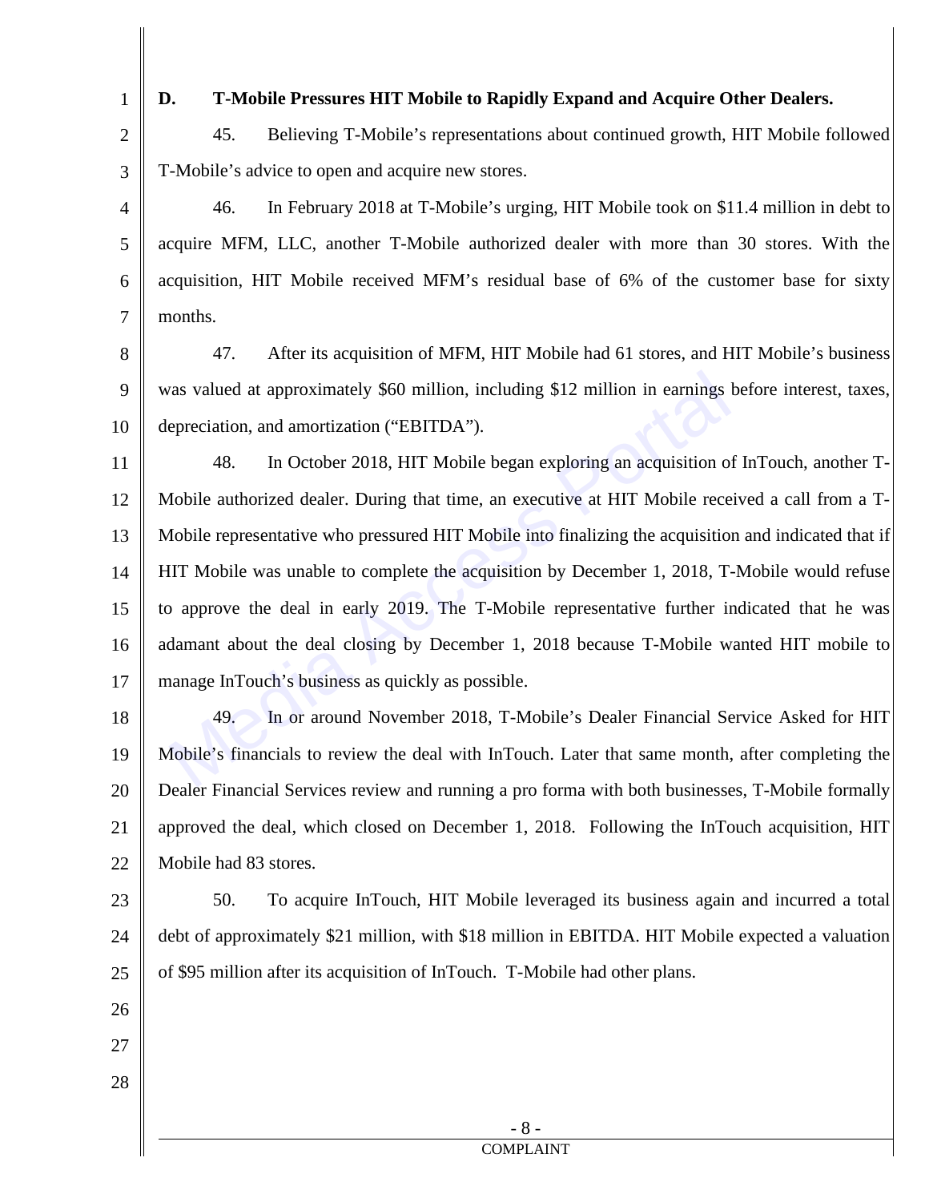### D. T-Mobile Pressures HIT Mobile to Rapidly Expand and Acquire Other Dealers.

45. Believing T-Mobile's representations about continued growth, HIT Mobile followed T-Mobile's advice to open and acquire new stores.

46. In February 2018 at T-Mobile's urging, HIT Mobile took on $11.4 million in debt to acquire MFM, LLC, another T-Mobile authorized dealer with more than 30 stores. With the acquisition, HIT Mobile received MFM's residual base of 6% of the customer base for sixty months.

47. After its acquisition of MFM, HIT Mobile had 61 stores, and HIT Mobile's business was valued at approximately $60 million, including $12 million in earnings before interest, taxes, depreciation, and amortization ("EBITDA").

48. In October 2018, HIT Mobile began exploring an acquisition of InTouch, another T-Mobile authorized dealer. During that time, an executive at HIT Mobile received a call from a T-Mobile representative who pressured HIT Mobile into finalizing the acquisition and indicated that if HIT Mobile was unable to complete the acquisition by December 1, 2018, T-Mobile would refuse to approve the deal in early 2019. The T-Mobile representative further indicated that he was adamant about the deal closing by December 1, 2018 because T-Mobile wanted HIT mobile to manage InTouch's business as quickly as possible.

49. In or around November 2018, T-Mobile's Dealer Financial Service Asked for HIT Mobile's financials to review the deal with InTouch. Later that same month, after completing the Dealer Financial Services review and running a pro forma with both businesses, T-Mobile formally approved the deal, which closed on December 1, 2018. Following the InTouch acquisition, HIT Mobile had 83 stores.

50. To acquire InTouch, HIT Mobile leveraged its business again and incurred a total debt of approximately $21 million, with $18 million in EBITDA. HIT Mobile expected a valuation of $95 million after its acquisition of InTouch. T-Mobile had other plans.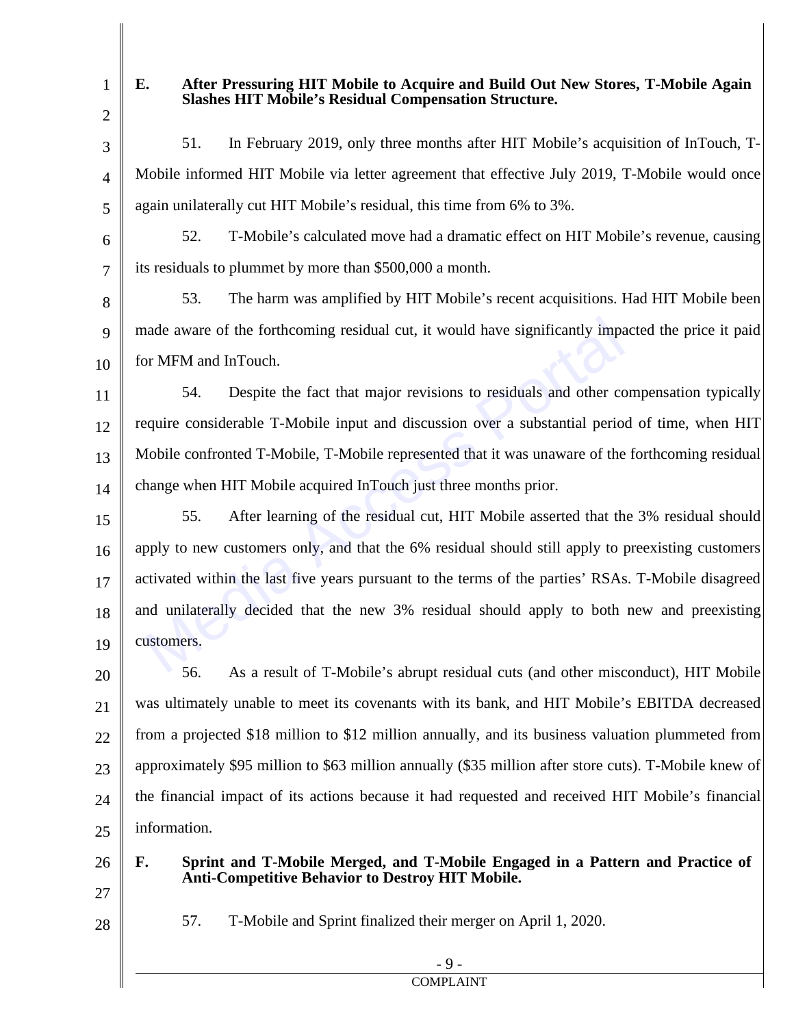### E. After Pressuring HIT Mobile to Acquire and Build Out New Stores, T-Mobile Again Slashes HIT Mobile's Residual Compensation Structure.

51. In February 2019, only three months after HIT Mobile's acquisition of InTouch, T-Mobile informed HIT Mobile via letter agreement that effective July 2019, T-Mobile would once again unilaterally cut HIT Mobile's residual, this time from 6% to 3%.

52. T-Mobile's calculated move had a dramatic effect on HIT Mobile's revenue, causing its residuals to plummet by more than $500,000 a month.

53. The harm was amplified by HIT Mobile's recent acquisitions. Had HIT Mobile been made aware of the forthcoming residual cut, it would have significantly impacted the price it paid for MFM and InTouch.

54. Despite the fact that major revisions to residuals and other compensation typically require considerable T-Mobile input and discussion over a substantial period of time, when HIT Mobile confronted T-Mobile, T-Mobile represented that it was unaware of the forthcoming residual change when HIT Mobile acquired InTouch just three months prior.

55. After learning of the residual cut, HIT Mobile asserted that the 3% residual should apply to new customers only, and that the 6% residual should still apply to preexisting customers activated within the last five years pursuant to the terms of the parties' RSAs. T-Mobile disagreed and unilaterally decided that the new 3% residual should apply to both new and preexisting customers.

56. As a result of T-Mobile's abrupt residual cuts (and other misconduct), HIT Mobile was ultimately unable to meet its covenants with its bank, and HIT Mobile's EBITDA decreased from a projected $18 million to $12 million annually, and its business valuation plummeted from approximately $95 million to $63 million annually ($35 million after store cuts). T-Mobile knew of the financial impact of its actions because it had requested and received HIT Mobile's financial information.

### F. Sprint and T-Mobile Merged, and T-Mobile Engaged in a Pattern and Practice of Anti-Competitive Behavior to Destroy HIT Mobile.

57. T-Mobile and Sprint finalized their merger on April 1, 2020.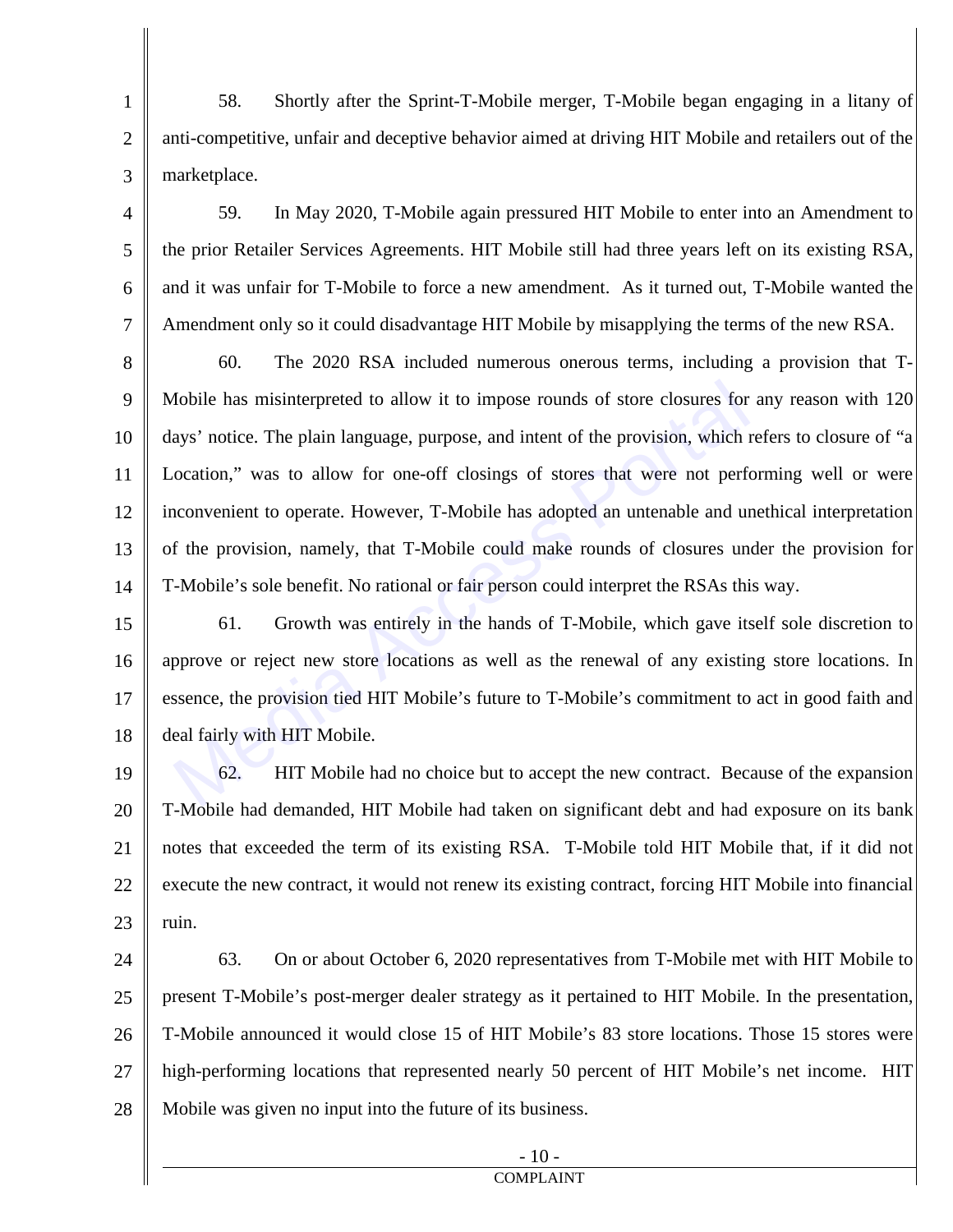58. Shortly after the Sprint-T-Mobile merger, T-Mobile began engaging in a litany of anti-competitive, unfair and deceptive behavior aimed at driving HIT Mobile and retailers out of the marketplace.

59. In May 2020, T-Mobile again pressured HIT Mobile to enter into an Amendment to the prior Retailer Services Agreements. HIT Mobile still had three years left on its existing RSA, and it was unfair for T-Mobile to force a new amendment. As it turned out, T-Mobile wanted the Amendment only so it could disadvantage HIT Mobile by misapplying the terms of the new RSA.

60. The 2020 RSA included numerous onerous terms, including a provision that T-Mobile has misinterpreted to allow it to impose rounds of store closures for any reason with 120 days' notice. The plain language, purpose, and intent of the provision, which refers to closure of "a Location," was to allow for one-off closings of stores that were not performing well or were inconvenient to operate. However, T-Mobile has adopted an untenable and unethical interpretation of the provision, namely, that T-Mobile could make rounds of closures under the provision for T-Mobile's sole benefit. No rational or fair person could interpret the RSAs this way.

61. Growth was entirely in the hands of T-Mobile, which gave itself sole discretion to approve or reject new store locations as well as the renewal of any existing store locations. In essence, the provision tied HIT Mobile's future to T-Mobile's commitment to act in good faith and deal fairly with HIT Mobile.

62. HIT Mobile had no choice but to accept the new contract. Because of the expansion T-Mobile had demanded, HIT Mobile had taken on significant debt and had exposure on its bank notes that exceeded the term of its existing RSA. T-Mobile told HIT Mobile that, if it did not execute the new contract, it would not renew its existing contract, forcing HIT Mobile into financial ruin.

63. On or about October 6, 2020 representatives from T-Mobile met with HIT Mobile to present T-Mobile's post-merger dealer strategy as it pertained to HIT Mobile. In the presentation, T-Mobile announced it would close 15 of HIT Mobile's 83 store locations. Those 15 stores were high-performing locations that represented nearly 50 percent of HIT Mobile's net income. HIT Mobile was given no input into the future of its business.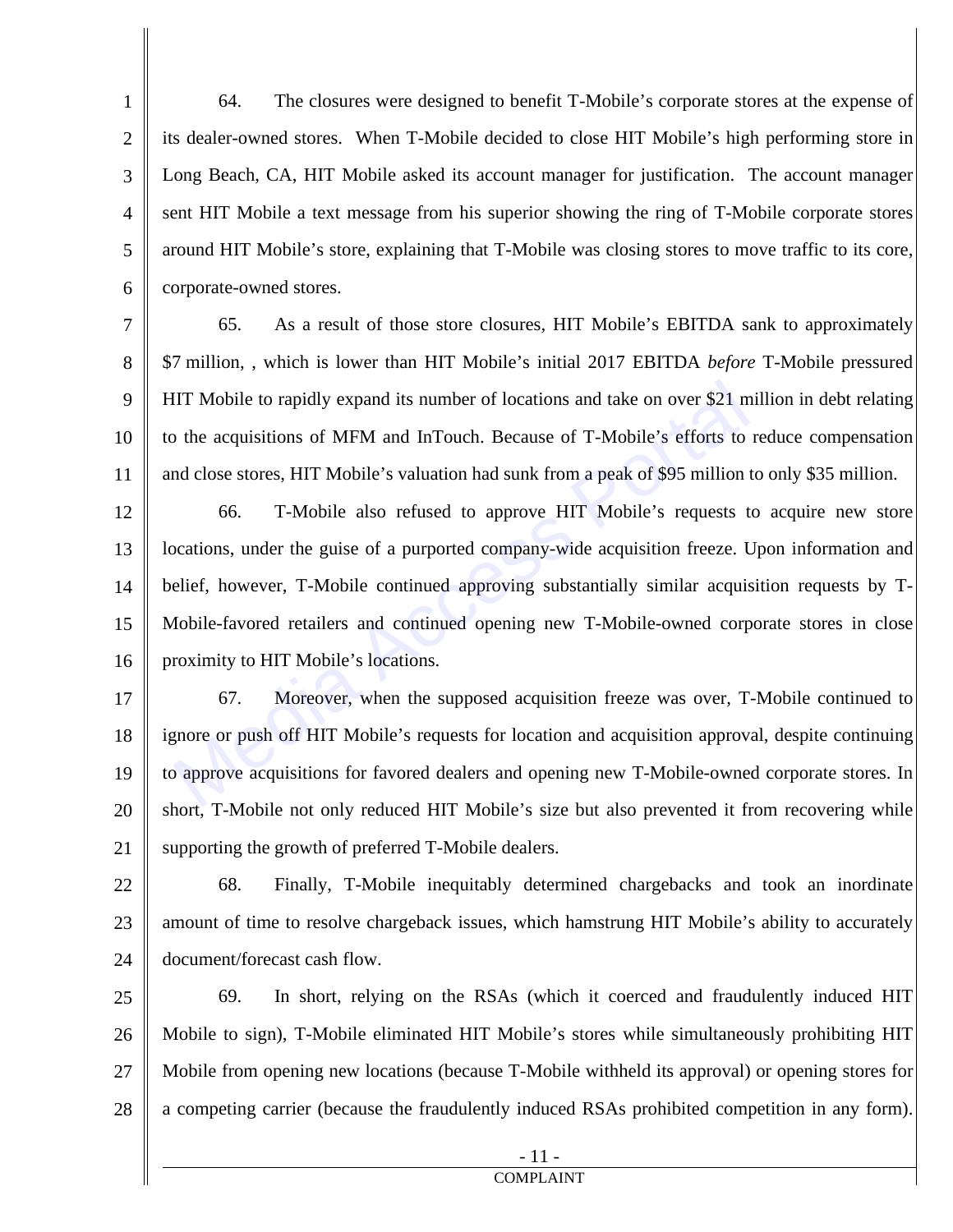64. The closures were designed to benefit T-Mobile's corporate stores at the expense of its dealer-owned stores. When T-Mobile decided to close HIT Mobile's high performing store in Long Beach, CA, HIT Mobile asked its account manager for justification. The account manager sent HIT Mobile a text message from his superior showing the ring of T-Mobile corporate stores around HIT Mobile's store, explaining that T-Mobile was closing stores to move traffic to its core, corporate-owned stores.

65. As a result of those store closures, HIT Mobile's EBITDA sank to approximately $7 million, , which is lower than HIT Mobile's initial 2017 EBITDA *before* T-Mobile pressured HIT Mobile to rapidly expand its number of locations and take on over $21 million in debt relating to the acquisitions of MFM and InTouch. Because of T-Mobile's efforts to reduce compensation and close stores, HIT Mobile's valuation had sunk from a peak of $95 million to only $35 million.

66. T-Mobile also refused to approve HIT Mobile's requests to acquire new store locations, under the guise of a purported company-wide acquisition freeze. Upon information and belief, however, T-Mobile continued approving substantially similar acquisition requests by T-Mobile-favored retailers and continued opening new T-Mobile-owned corporate stores in close proximity to HIT Mobile's locations.

67. Moreover, when the supposed acquisition freeze was over, T-Mobile continued to ignore or push off HIT Mobile's requests for location and acquisition approval, despite continuing to approve acquisitions for favored dealers and opening new T-Mobile-owned corporate stores. In short, T-Mobile not only reduced HIT Mobile's size but also prevented it from recovering while supporting the growth of preferred T-Mobile dealers.

68. Finally, T-Mobile inequitably determined chargebacks and took an inordinate amount of time to resolve chargeback issues, which hamstrung HIT Mobile's ability to accurately document/forecast cash flow.

69. In short, relying on the RSAs (which it coerced and fraudulently induced HIT Mobile to sign), T-Mobile eliminated HIT Mobile's stores while simultaneously prohibiting HIT Mobile from opening new locations (because T-Mobile withheld its approval) or opening stores for a competing carrier (because the fraudulently induced RSAs prohibited competition in any form).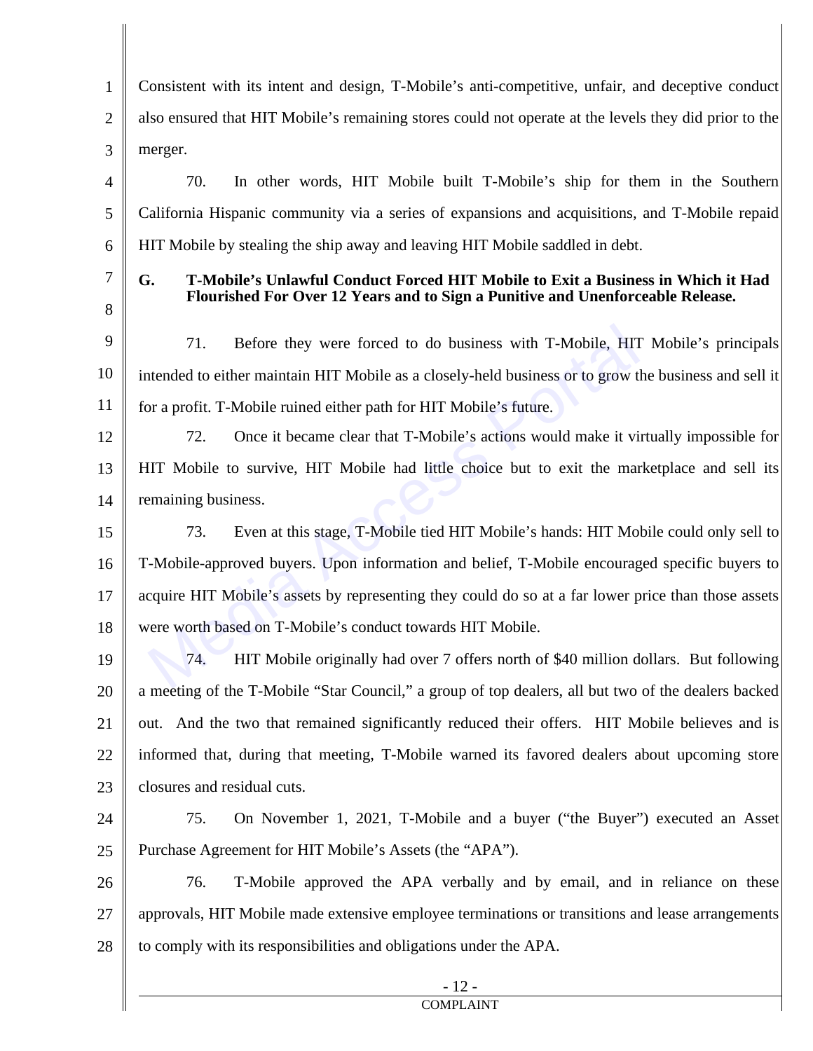Consistent with its intent and design, T-Mobile's anti-competitive, unfair, and deceptive conduct also ensured that HIT Mobile's remaining stores could not operate at the levels they did prior to the merger.

70. In other words, HIT Mobile built T-Mobile's ship for them in the Southern California Hispanic community via a series of expansions and acquisitions, and T-Mobile repaid HIT Mobile by stealing the ship away and leaving HIT Mobile saddled in debt.

### G. T-Mobile's Unlawful Conduct Forced HIT Mobile to Exit a Business in Which it Had Flourished For Over 12 Years and to Sign a Punitive and Unenforceable Release.

71. Before they were forced to do business with T-Mobile, HIT Mobile's principals intended to either maintain HIT Mobile as a closely-held business or to grow the business and sell it for a profit. T-Mobile ruined either path for HIT Mobile's future.

72. Once it became clear that T-Mobile's actions would make it virtually impossible for HIT Mobile to survive, HIT Mobile had little choice but to exit the marketplace and sell its remaining business.

73. Even at this stage, T-Mobile tied HIT Mobile's hands: HIT Mobile could only sell to T-Mobile-approved buyers. Upon information and belief, T-Mobile encouraged specific buyers to acquire HIT Mobile's assets by representing they could do so at a far lower price than those assets were worth based on T-Mobile's conduct towards HIT Mobile.

74. HIT Mobile originally had over 7 offers north of $40 million dollars. But following a meeting of the T-Mobile "Star Council," a group of top dealers, all but two of the dealers backed out. And the two that remained significantly reduced their offers. HIT Mobile believes and is informed that, during that meeting, T-Mobile warned its favored dealers about upcoming store closures and residual cuts.

75. On November 1, 2021, T-Mobile and a buyer ("the Buyer") executed an Asset Purchase Agreement for HIT Mobile's Assets (the "APA").

76. T-Mobile approved the APA verbally and by email, and in reliance on these approvals, HIT Mobile made extensive employee terminations or transitions and lease arrangements to comply with its responsibilities and obligations under the APA.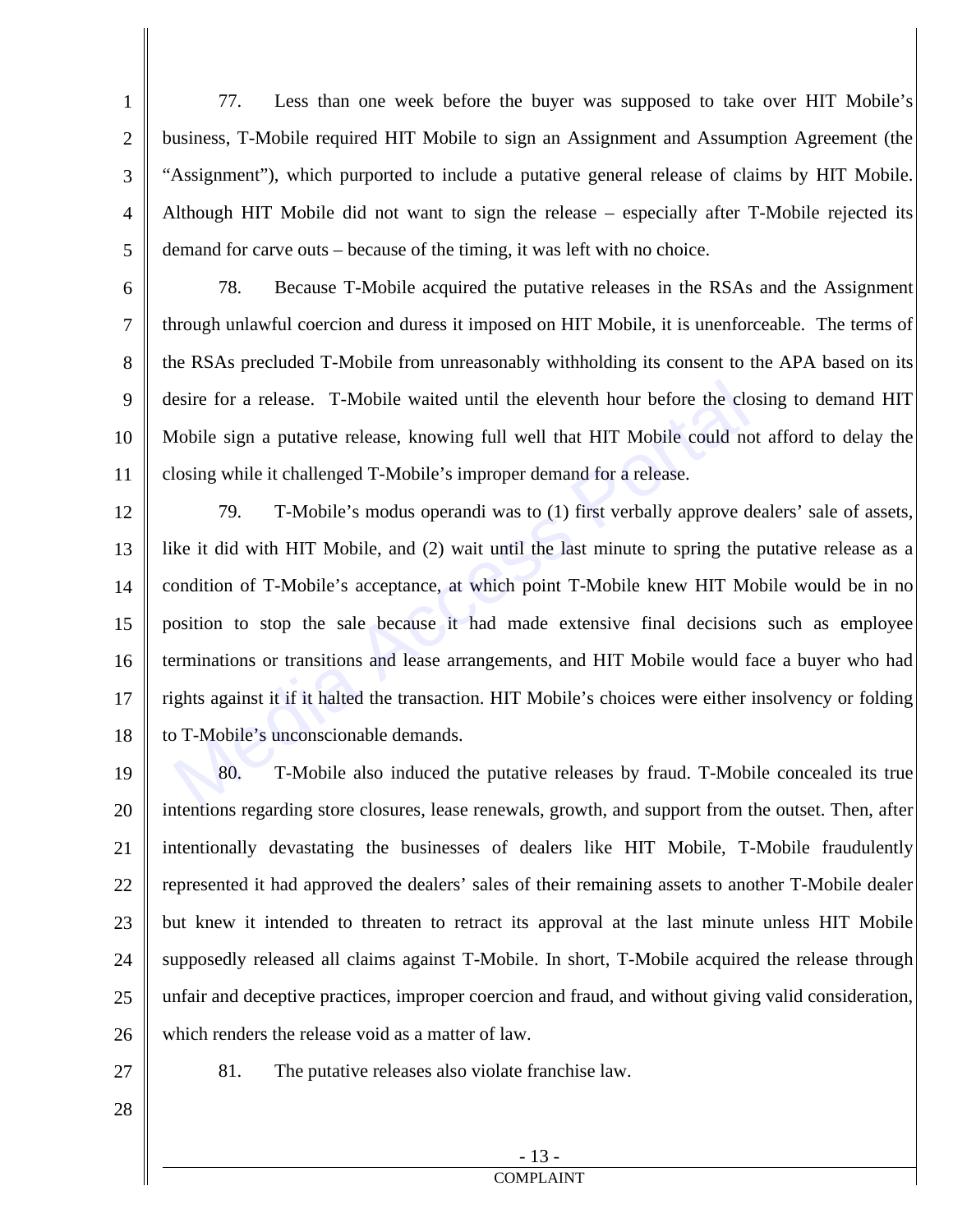77. Less than one week before the buyer was supposed to take over HIT Mobile's business, T-Mobile required HIT Mobile to sign an Assignment and Assumption Agreement (the "Assignment"), which purported to include a putative general release of claims by HIT Mobile. Although HIT Mobile did not want to sign the release – especially after T-Mobile rejected its demand for carve outs – because of the timing, it was left with no choice.

78. Because T-Mobile acquired the putative releases in the RSAs and the Assignment through unlawful coercion and duress it imposed on HIT Mobile, it is unenforceable. The terms of the RSAs precluded T-Mobile from unreasonably withholding its consent to the APA based on its desire for a release. T-Mobile waited until the eleventh hour before the closing to demand HIT Mobile sign a putative release, knowing full well that HIT Mobile could not afford to delay the closing while it challenged T-Mobile's improper demand for a release.

79. T-Mobile's modus operandi was to (1) first verbally approve dealers' sale of assets, like it did with HIT Mobile, and (2) wait until the last minute to spring the putative release as a condition of T-Mobile's acceptance, at which point T-Mobile knew HIT Mobile would be in no position to stop the sale because it had made extensive final decisions such as employee terminations or transitions and lease arrangements, and HIT Mobile would face a buyer who had rights against it if it halted the transaction. HIT Mobile's choices were either insolvency or folding to T-Mobile's unconscionable demands.

80. T-Mobile also induced the putative releases by fraud. T-Mobile concealed its true intentions regarding store closures, lease renewals, growth, and support from the outset. Then, after intentionally devastating the businesses of dealers like HIT Mobile, T-Mobile fraudulently represented it had approved the dealers' sales of their remaining assets to another T-Mobile dealer but knew it intended to threaten to retract its approval at the last minute unless HIT Mobile supposedly released all claims against T-Mobile. In short, T-Mobile acquired the release through unfair and deceptive practices, improper coercion and fraud, and without giving valid consideration, which renders the release void as a matter of law.

81. The putative releases also violate franchise law.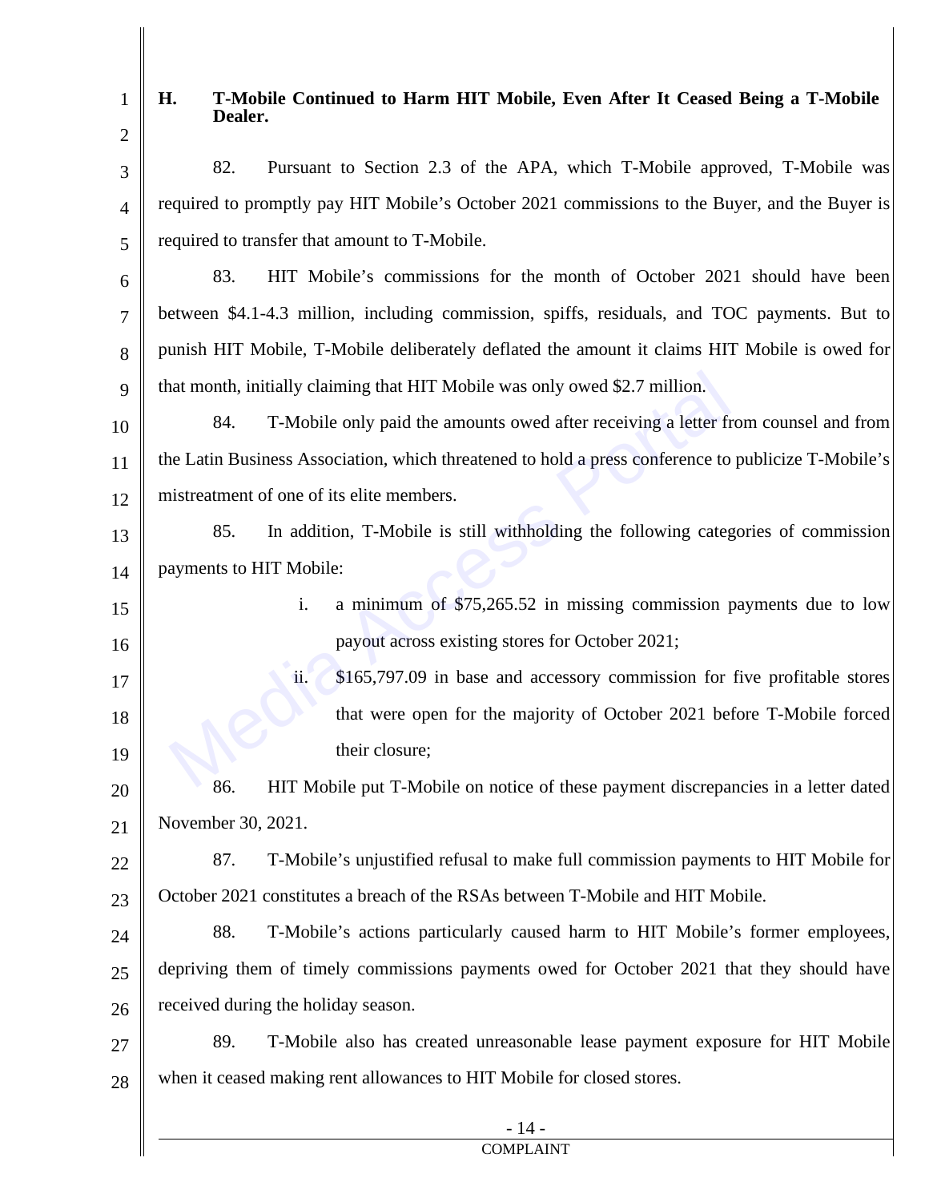### H. T-Mobile Continued to Harm HIT Mobile, Even After It Ceased Being a T-Mobile Dealer.

82. Pursuant to Section 2.3 of the APA, which T-Mobile approved, T-Mobile was required to promptly pay HIT Mobile's October 2021 commissions to the Buyer, and the Buyer is required to transfer that amount to T-Mobile.

83. HIT Mobile's commissions for the month of October 2021 should have been between $4.1-4.3 million, including commission, spiffs, residuals, and TOC payments. But to punish HIT Mobile, T-Mobile deliberately deflated the amount it claims HIT Mobile is owed for that month, initially claiming that HIT Mobile was only owed $2.7 million.

84. T-Mobile only paid the amounts owed after receiving a letter from counsel and from the Latin Business Association, which threatened to hold a press conference to publicize T-Mobile's mistreatment of one of its elite members.

85. In addition, T-Mobile is still withholding the following categories of commission payments to HIT Mobile:

i. a minimum of $75,265.52 in missing commission payments due to low payout across existing stores for October 2021;

ii. $165,797.09 in base and accessory commission for five profitable stores that were open for the majority of October 2021 before T-Mobile forced their closure;

86. HIT Mobile put T-Mobile on notice of these payment discrepancies in a letter dated November 30, 2021.

87. T-Mobile's unjustified refusal to make full commission payments to HIT Mobile for October 2021 constitutes a breach of the RSAs between T-Mobile and HIT Mobile.

88. T-Mobile's actions particularly caused harm to HIT Mobile's former employees, depriving them of timely commissions payments owed for October 2021 that they should have received during the holiday season.

89. T-Mobile also has created unreasonable lease payment exposure for HIT Mobile when it ceased making rent allowances to HIT Mobile for closed stores.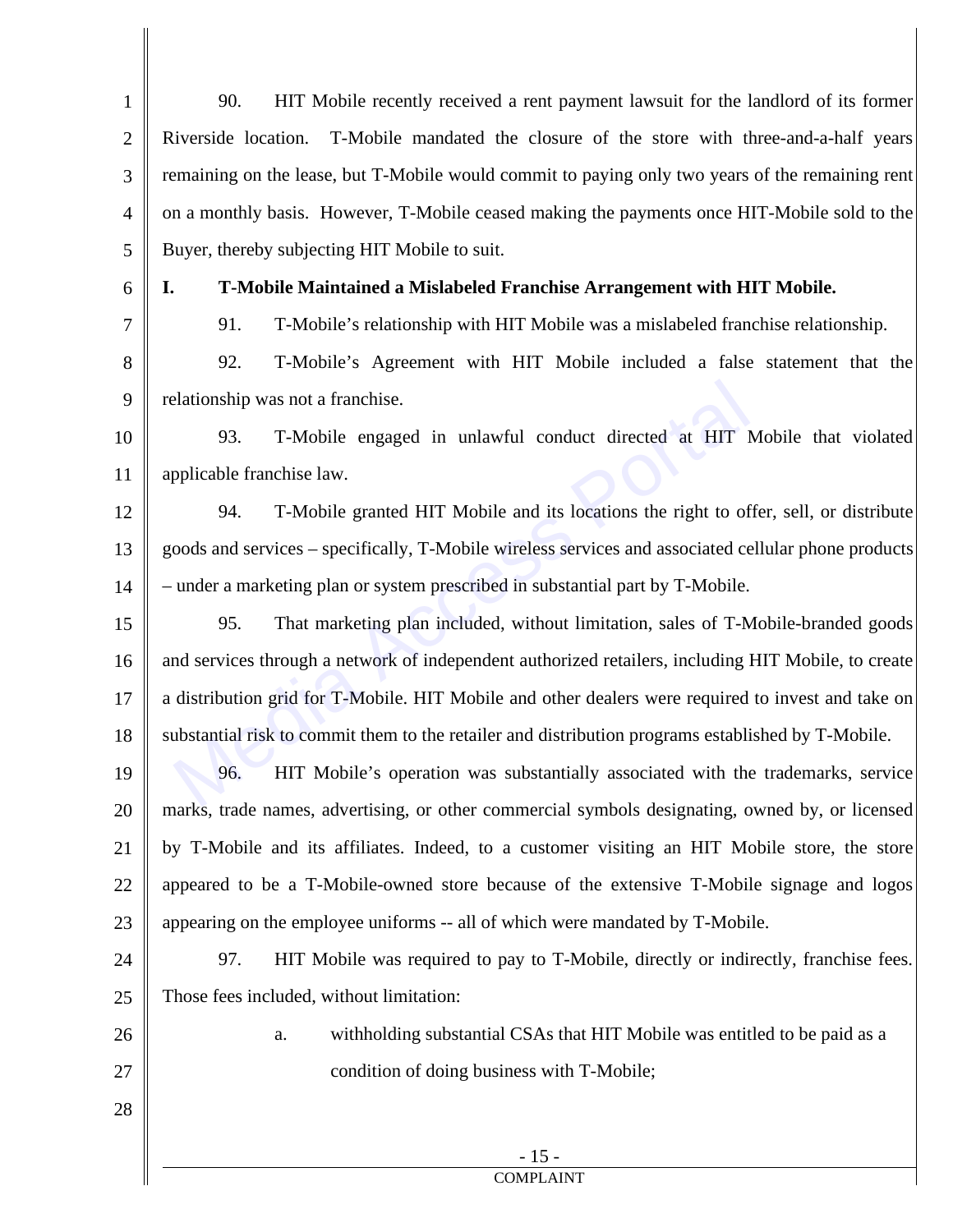90. HIT Mobile recently received a rent payment lawsuit for the landlord of its former Riverside location. T-Mobile mandated the closure of the store with three-and-a-half years remaining on the lease, but T-Mobile would commit to paying only two years of the remaining rent on a monthly basis. However, T-Mobile ceased making the payments once HIT-Mobile sold to the Buyer, thereby subjecting HIT Mobile to suit.

## I. T-Mobile Maintained a Mislabeled Franchise Arrangement with HIT Mobile.

91. T-Mobile's relationship with HIT Mobile was a mislabeled franchise relationship.

92. T-Mobile's Agreement with HIT Mobile included a false statement that the relationship was not a franchise.

93. T-Mobile engaged in unlawful conduct directed at HIT Mobile that violated applicable franchise law.

94. T-Mobile granted HIT Mobile and its locations the right to offer, sell, or distribute goods and services – specifically, T-Mobile wireless services and associated cellular phone products – under a marketing plan or system prescribed in substantial part by T-Mobile.

95. That marketing plan included, without limitation, sales of T-Mobile-branded goods and services through a network of independent authorized retailers, including HIT Mobile, to create a distribution grid for T-Mobile. HIT Mobile and other dealers were required to invest and take on substantial risk to commit them to the retailer and distribution programs established by T-Mobile.

96. HIT Mobile's operation was substantially associated with the trademarks, service marks, trade names, advertising, or other commercial symbols designating, owned by, or licensed by T-Mobile and its affiliates. Indeed, to a customer visiting an HIT Mobile store, the store appeared to be a T-Mobile-owned store because of the extensive T-Mobile signage and logos appearing on the employee uniforms -- all of which were mandated by T-Mobile.

97. HIT Mobile was required to pay to T-Mobile, directly or indirectly, franchise fees. Those fees included, without limitation:

a. withholding substantial CSAs that HIT Mobile was entitled to be paid as a condition of doing business with T-Mobile;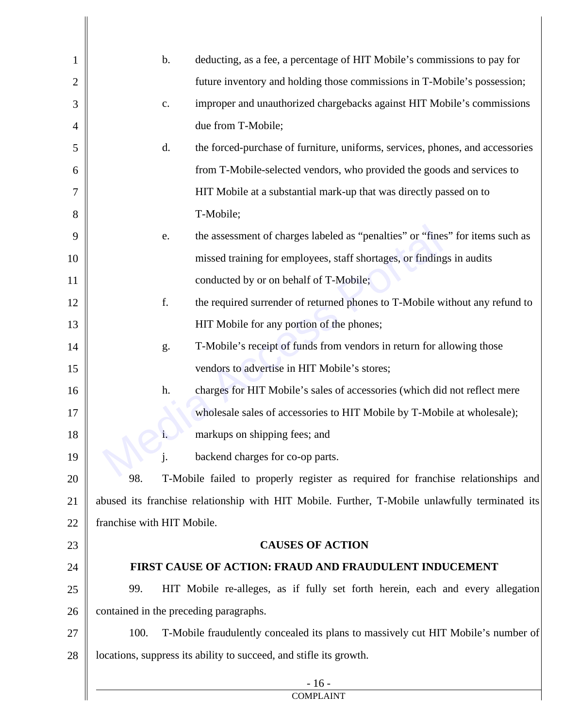b. deducting, as a fee, a percentage of HIT Mobile's commissions to pay for future inventory and holding those commissions in T-Mobile's possession;

c. improper and unauthorized chargebacks against HIT Mobile's commissions due from T-Mobile;

d. the forced-purchase of furniture, uniforms, services, phones, and accessories from T-Mobile-selected vendors, who provided the goods and services to HIT Mobile at a substantial mark-up that was directly passed on to T-Mobile;

e. the assessment of charges labeled as "penalties" or "fines" for items such as missed training for employees, staff shortages, or findings in audits conducted by or on behalf of T-Mobile;

f. the required surrender of returned phones to T-Mobile without any refund to HIT Mobile for any portion of the phones;

g. T-Mobile's receipt of funds from vendors in return for allowing those vendors to advertise in HIT Mobile's stores;

h. charges for HIT Mobile's sales of accessories (which did not reflect mere wholesale sales of accessories to HIT Mobile by T-Mobile at wholesale);

i. markups on shipping fees; and

j. backend charges for co-op parts.

98. T-Mobile failed to properly register as required for franchise relationships and abused its franchise relationship with HIT Mobile. Further, T-Mobile unlawfully terminated its franchise with HIT Mobile.

## CAUSES OF ACTION

### FIRST CAUSE OF ACTION: FRAUD AND FRAUDULENT INDUCEMENT

99. HIT Mobile re-alleges, as if fully set forth herein, each and every allegation contained in the preceding paragraphs.

100. T-Mobile fraudulently concealed its plans to massively cut HIT Mobile's number of locations, suppress its ability to succeed, and stifle its growth.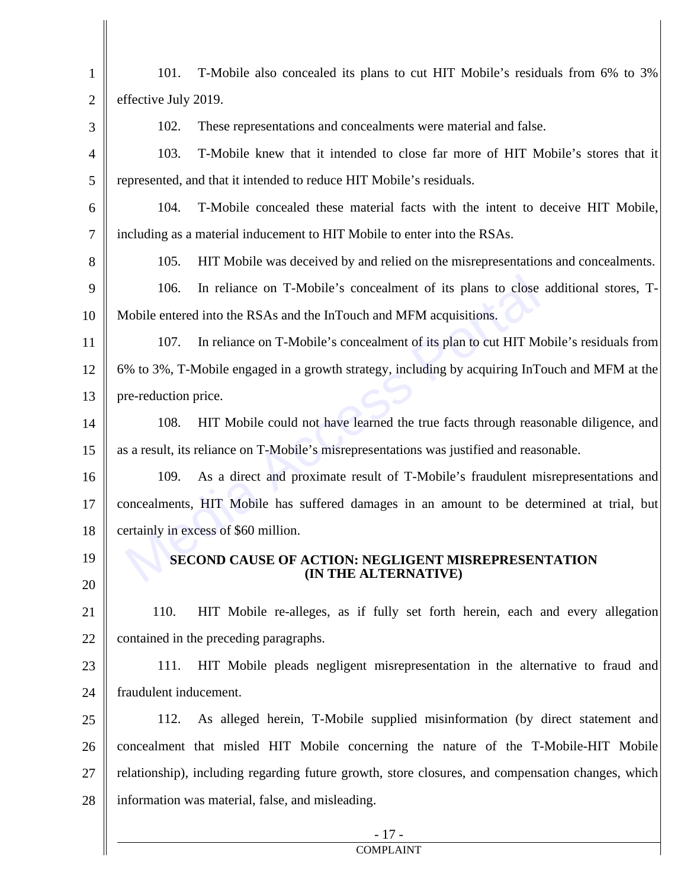101. T-Mobile also concealed its plans to cut HIT Mobile's residuals from 6% to 3% effective July 2019.

102. These representations and concealments were material and false.

103. T-Mobile knew that it intended to close far more of HIT Mobile's stores that it represented, and that it intended to reduce HIT Mobile's residuals.

104. T-Mobile concealed these material facts with the intent to deceive HIT Mobile, including as a material inducement to HIT Mobile to enter into the RSAs.

105. HIT Mobile was deceived by and relied on the misrepresentations and concealments.

106. In reliance on T-Mobile's concealment of its plans to close additional stores, T-Mobile entered into the RSAs and the InTouch and MFM acquisitions.

107. In reliance on T-Mobile's concealment of its plan to cut HIT Mobile's residuals from 6% to 3%, T-Mobile engaged in a growth strategy, including by acquiring InTouch and MFM at the pre-reduction price.

108. HIT Mobile could not have learned the true facts through reasonable diligence, and as a result, its reliance on T-Mobile's misrepresentations was justified and reasonable.

109. As a direct and proximate result of T-Mobile's fraudulent misrepresentations and concealments, HIT Mobile has suffered damages in an amount to be determined at trial, but certainly in excess of $60 million.

## SECOND CAUSE OF ACTION: NEGLIGENT MISREPRESENTATION (IN THE ALTERNATIVE)

110. HIT Mobile re-alleges, as if fully set forth herein, each and every allegation contained in the preceding paragraphs.

111. HIT Mobile pleads negligent misrepresentation in the alternative to fraud and fraudulent inducement.

112. As alleged herein, T-Mobile supplied misinformation (by direct statement and concealment that misled HIT Mobile concerning the nature of the T-Mobile-HIT Mobile relationship), including regarding future growth, store closures, and compensation changes, which information was material, false, and misleading.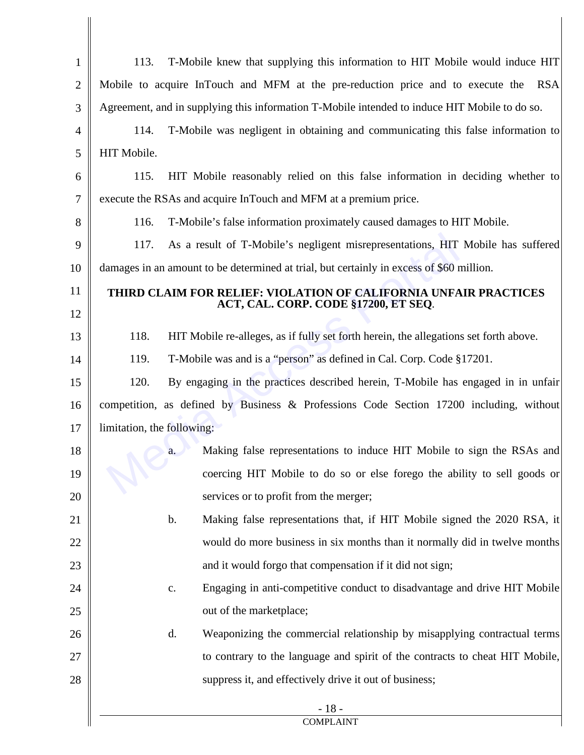113. T-Mobile knew that supplying this information to HIT Mobile would induce HIT Mobile to acquire InTouch and MFM at the pre-reduction price and to execute the RSA Agreement, and in supplying this information T-Mobile intended to induce HIT Mobile to do so.

114. T-Mobile was negligent in obtaining and communicating this false information to HIT Mobile.

115. HIT Mobile reasonably relied on this false information in deciding whether to execute the RSAs and acquire InTouch and MFM at a premium price.

116. T-Mobile's false information proximately caused damages to HIT Mobile.

117. As a result of T-Mobile's negligent misrepresentations, HIT Mobile has suffered damages in an amount to be determined at trial, but certainly in excess of $60 million.

**THIRD CLAIM FOR RELIEF: VIOLATION OF CALIFORNIA UNFAIR PRACTICES ACT, CAL. CORP. CODE §17200, ET SEQ**.

118. HIT Mobile re-alleges, as if fully set forth herein, the allegations set forth above.

119. T-Mobile was and is a "person" as defined in Cal. Corp. Code §17201.

120. By engaging in the practices described herein, T-Mobile has engaged in in unfair competition, as defined by Business & Professions Code Section 17200 including, without limitation, the following:

a. Making false representations to induce HIT Mobile to sign the RSAs and coercing HIT Mobile to do so or else forego the ability to sell goods or services or to profit from the merger;

b. Making false representations that, if HIT Mobile signed the 2020 RSA, it would do more business in six months than it normally did in twelve months and it would forgo that compensation if it did not sign;

c. Engaging in anti-competitive conduct to disadvantage and drive HIT Mobile out of the marketplace;

d. Weaponizing the commercial relationship by misapplying contractual terms to contrary to the language and spirit of the contracts to cheat HIT Mobile, suppress it, and effectively drive it out of business;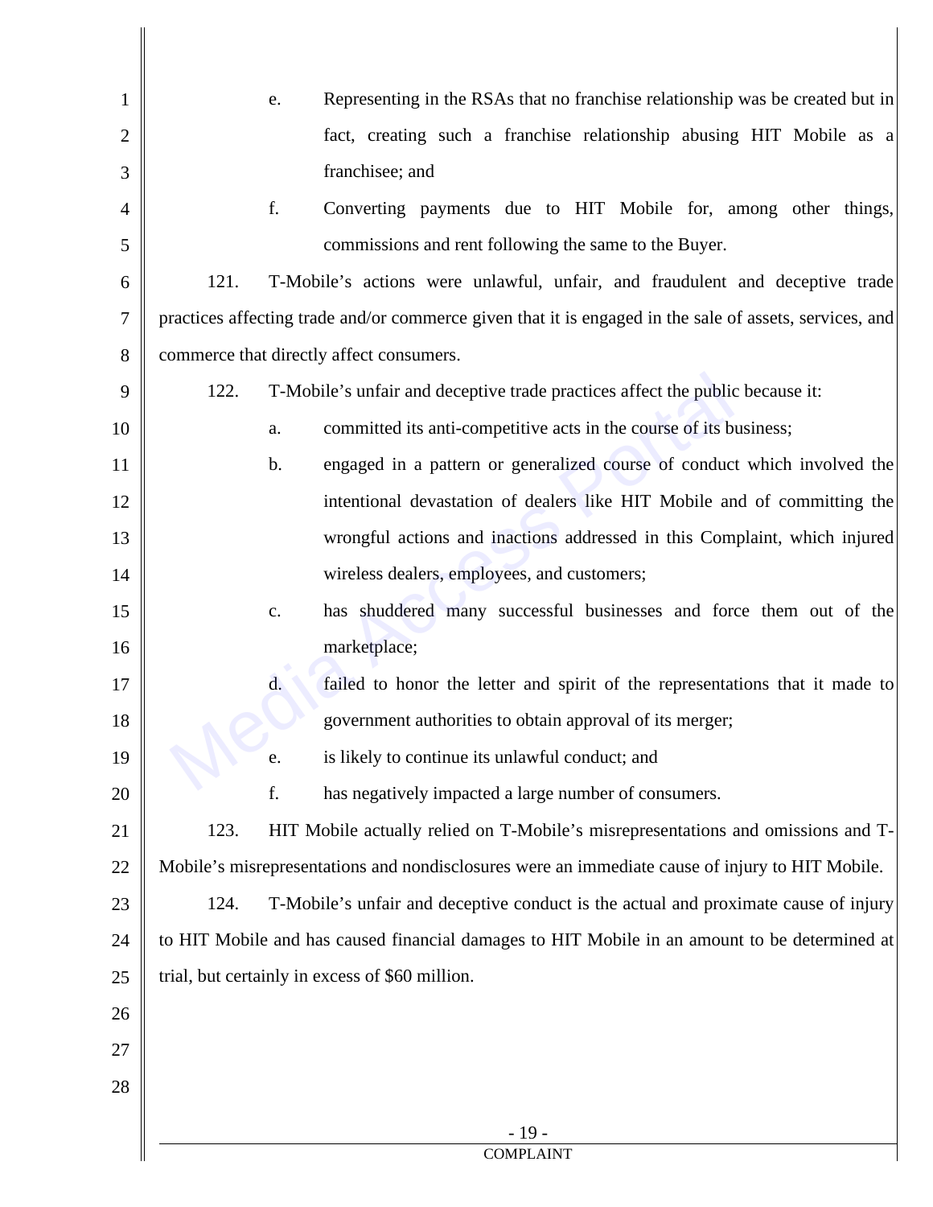e. Representing in the RSAs that no franchise relationship was be created but in fact, creating such a franchise relationship abusing HIT Mobile as a franchisee; and

f. Converting payments due to HIT Mobile for, among other things, commissions and rent following the same to the Buyer.

121. T-Mobile's actions were unlawful, unfair, and fraudulent and deceptive trade practices affecting trade and/or commerce given that it is engaged in the sale of assets, services, and commerce that directly affect consumers.

122. T-Mobile's unfair and deceptive trade practices affect the public because it:

a. committed its anti-competitive acts in the course of its business;

b. engaged in a pattern or generalized course of conduct which involved the intentional devastation of dealers like HIT Mobile and of committing the wrongful actions and inactions addressed in this Complaint, which injured wireless dealers, employees, and customers;

c. has shuddered many successful businesses and force them out of the marketplace;

d. failed to honor the letter and spirit of the representations that it made to government authorities to obtain approval of its merger;

e. is likely to continue its unlawful conduct; and

f. has negatively impacted a large number of consumers.

123. HIT Mobile actually relied on T-Mobile's misrepresentations and omissions and T-Mobile's misrepresentations and nondisclosures were an immediate cause of injury to HIT Mobile.

124. T-Mobile's unfair and deceptive conduct is the actual and proximate cause of injury to HIT Mobile and has caused financial damages to HIT Mobile in an amount to be determined at trial, but certainly in excess of $60 million.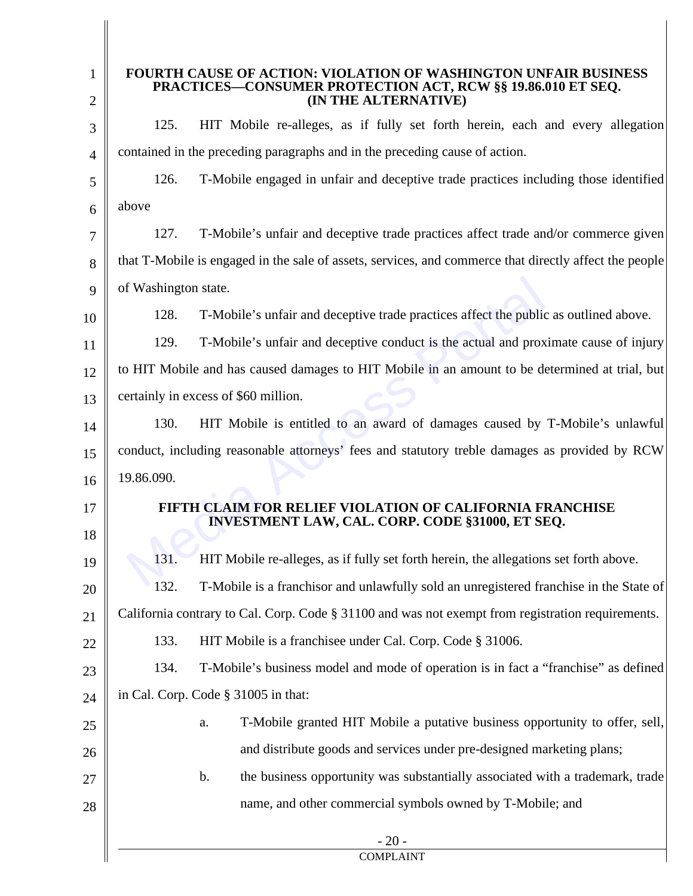## FOURTH CAUSE OF ACTION: VIOLATION OF WASHINGTON UNFAIR BUSINESS PRACTICES—CONSUMER PROTECTION ACT, RCW §§ 19.86.010 ET SEQ. (IN THE ALTERNATIVE)

125. HIT Mobile re-alleges, as if fully set forth herein, each and every allegation contained in the preceding paragraphs and in the preceding cause of action.

126. T-Mobile engaged in unfair and deceptive trade practices including those identified above

127. T-Mobile's unfair and deceptive trade practices affect trade and/or commerce given that T-Mobile is engaged in the sale of assets, services, and commerce that directly affect the people of Washington state.

128. T-Mobile's unfair and deceptive trade practices affect the public as outlined above.

129. T-Mobile's unfair and deceptive conduct is the actual and proximate cause of injury to HIT Mobile and has caused damages to HIT Mobile in an amount to be determined at trial, but certainly in excess of $60 million.

130. HIT Mobile is entitled to an award of damages caused by T-Mobile's unlawful conduct, including reasonable attorneys' fees and statutory treble damages as provided by RCW 19.86.090.

## FIFTH CLAIM FOR RELIEF VIOLATION OF CALIFORNIA FRANCHISE INVESTMENT LAW, CAL. CORP. CODE §31000, ET SEQ.

131. HIT Mobile re-alleges, as if fully set forth herein, the allegations set forth above.

132. T-Mobile is a franchisor and unlawfully sold an unregistered franchise in the State of California contrary to Cal. Corp. Code § 31100 and was not exempt from registration requirements.

133. HIT Mobile is a franchisee under Cal. Corp. Code § 31006.

134. T-Mobile's business model and mode of operation is in fact a "franchise" as defined in Cal. Corp. Code § 31005 in that:

a. T-Mobile granted HIT Mobile a putative business opportunity to offer, sell, and distribute goods and services under pre-designed marketing plans;

b. the business opportunity was substantially associated with a trademark, trade name, and other commercial symbols owned by T-Mobile; and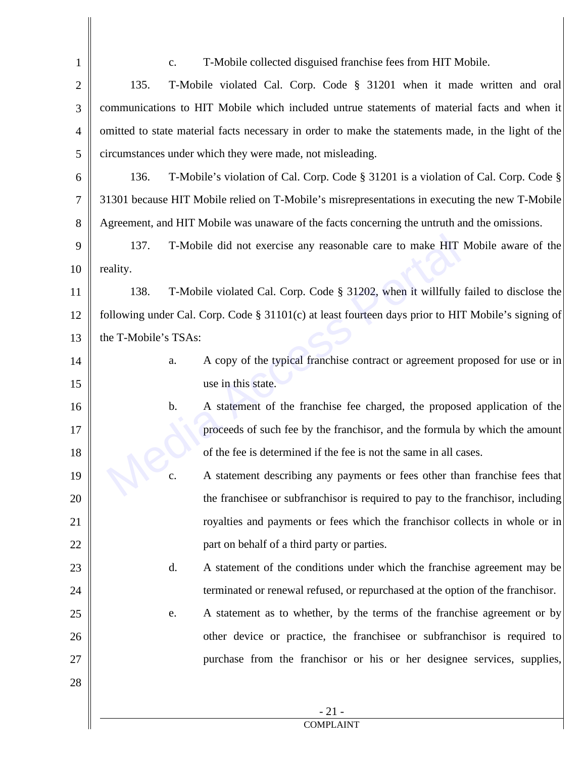c. T-Mobile collected disguised franchise fees from HIT Mobile.

135. T-Mobile violated Cal. Corp. Code § 31201 when it made written and oral communications to HIT Mobile which included untrue statements of material facts and when it omitted to state material facts necessary in order to make the statements made, in the light of the circumstances under which they were made, not misleading.

136. T-Mobile's violation of Cal. Corp. Code § 31201 is a violation of Cal. Corp. Code § 31301 because HIT Mobile relied on T-Mobile's misrepresentations in executing the new T-Mobile Agreement, and HIT Mobile was unaware of the facts concerning the untruth and the omissions.

137. T-Mobile did not exercise any reasonable care to make HIT Mobile aware of the reality.

138. T-Mobile violated Cal. Corp. Code § 31202, when it willfully failed to disclose the following under Cal. Corp. Code § 31101(c) at least fourteen days prior to HIT Mobile's signing of the T-Mobile's TSAs:

a. A copy of the typical franchise contract or agreement proposed for use or in use in this state.

b. A statement of the franchise fee charged, the proposed application of the proceeds of such fee by the franchisor, and the formula by which the amount of the fee is determined if the fee is not the same in all cases.

c. A statement describing any payments or fees other than franchise fees that the franchisee or subfranchisor is required to pay to the franchisor, including royalties and payments or fees which the franchisor collects in whole or in part on behalf of a third party or parties.

d. A statement of the conditions under which the franchise agreement may be terminated or renewal refused, or repurchased at the option of the franchisor.

e. A statement as to whether, by the terms of the franchise agreement or by other device or practice, the franchisee or subfranchisor is required to purchase from the franchisor or his or her designee services, supplies,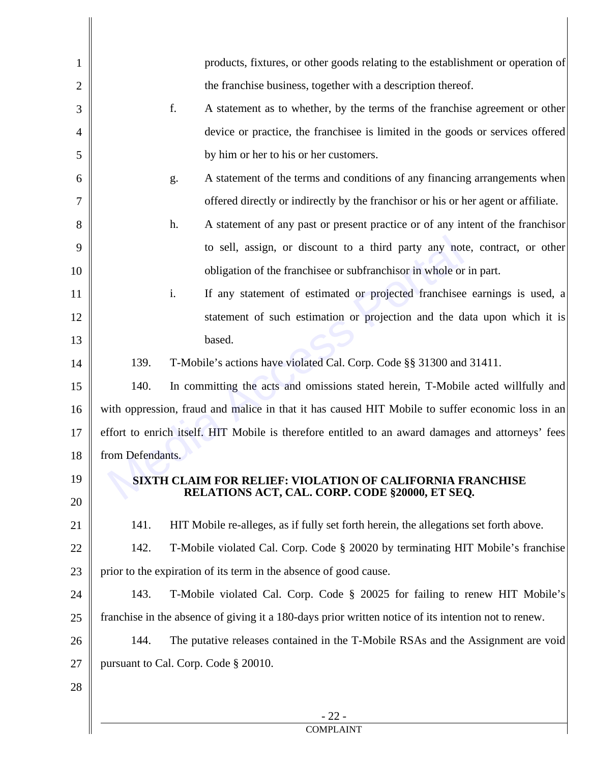products, fixtures, or other goods relating to the establishment or operation of the franchise business, together with a description thereof.

f. A statement as to whether, by the terms of the franchise agreement or other device or practice, the franchisee is limited in the goods or services offered by him or her to his or her customers.

g. A statement of the terms and conditions of any financing arrangements when offered directly or indirectly by the franchisor or his or her agent or affiliate.

h. A statement of any past or present practice or of any intent of the franchisor to sell, assign, or discount to a third party any note, contract, or other obligation of the franchisee or subfranchisor in whole or in part.

i. If any statement of estimated or projected franchisee earnings is used, a statement of such estimation or projection and the data upon which it is based.

139. T-Mobile's actions have violated Cal. Corp. Code §§ 31300 and 31411.

140. In committing the acts and omissions stated herein, T-Mobile acted willfully and with oppression, fraud and malice in that it has caused HIT Mobile to suffer economic loss in an effort to enrich itself. HIT Mobile is therefore entitled to an award damages and attorneys' fees from Defendants.

**SIXTH CLAIM FOR RELIEF: VIOLATION OF CALIFORNIA FRANCHISE RELATIONS ACT, CAL. CORP. CODE §20000, ET SEQ.**

141. HIT Mobile re-alleges, as if fully set forth herein, the allegations set forth above.

142. T-Mobile violated Cal. Corp. Code § 20020 by terminating HIT Mobile's franchise prior to the expiration of its term in the absence of good cause.

143. T-Mobile violated Cal. Corp. Code § 20025 for failing to renew HIT Mobile's franchise in the absence of giving it a 180-days prior written notice of its intention not to renew.

144. The putative releases contained in the T-Mobile RSAs and the Assignment are void pursuant to Cal. Corp. Code § 20010.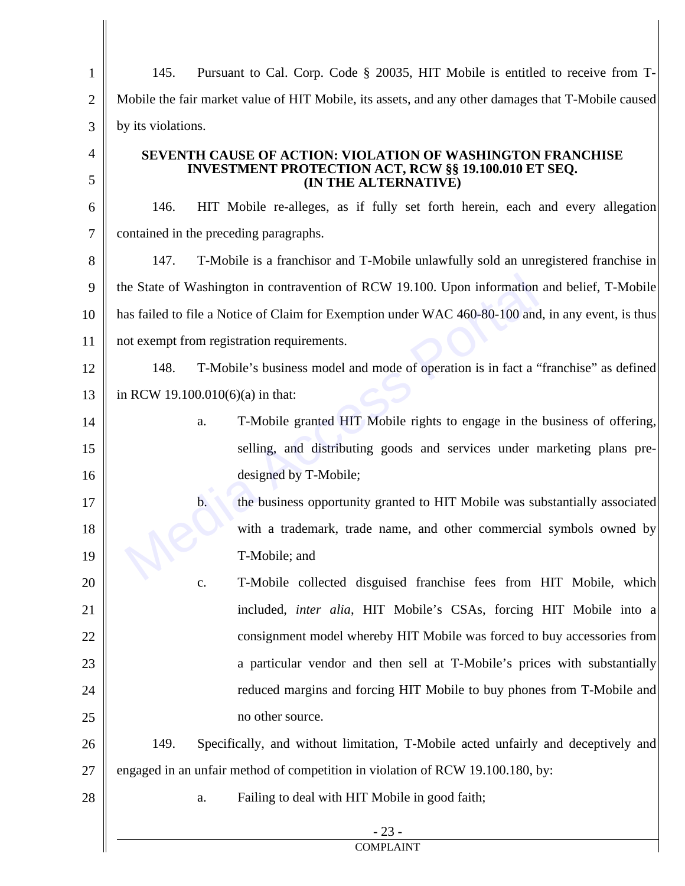145. Pursuant to Cal. Corp. Code § 20035, HIT Mobile is entitled to receive from T-Mobile the fair market value of HIT Mobile, its assets, and any other damages that T-Mobile caused by its violations.

**SEVENTH CAUSE OF ACTION: VIOLATION OF WASHINGTON FRANCHISE INVESTMENT PROTECTION ACT, RCW §§ 19.100.010 ET SEQ. (IN THE ALTERNATIVE)**

146. HIT Mobile re-alleges, as if fully set forth herein, each and every allegation contained in the preceding paragraphs.

147. T-Mobile is a franchisor and T-Mobile unlawfully sold an unregistered franchise in the State of Washington in contravention of RCW 19.100. Upon information and belief, T-Mobile has failed to file a Notice of Claim for Exemption under WAC 460-80-100 and, in any event, is thus not exempt from registration requirements.

148. T-Mobile's business model and mode of operation is in fact a "franchise" as defined in RCW 19.100.010(6)(a) in that:

a. T-Mobile granted HIT Mobile rights to engage in the business of offering, selling, and distributing goods and services under marketing plans pre-designed by T-Mobile;

b. the business opportunity granted to HIT Mobile was substantially associated with a trademark, trade name, and other commercial symbols owned by T-Mobile; and

c. T-Mobile collected disguised franchise fees from HIT Mobile, which included, *inter alia*, HIT Mobile's CSAs, forcing HIT Mobile into a consignment model whereby HIT Mobile was forced to buy accessories from a particular vendor and then sell at T-Mobile's prices with substantially reduced margins and forcing HIT Mobile to buy phones from T-Mobile and no other source.

149. Specifically, and without limitation, T-Mobile acted unfairly and deceptively and engaged in an unfair method of competition in violation of RCW 19.100.180, by:

a. Failing to deal with HIT Mobile in good faith;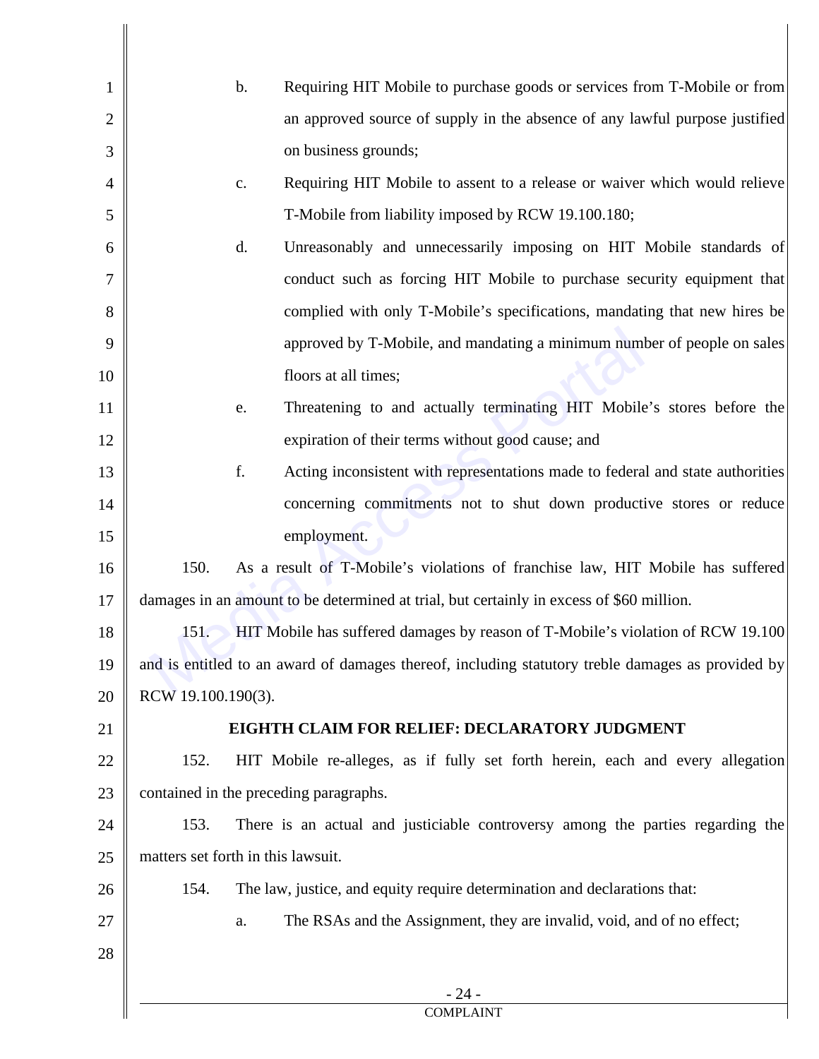b. Requiring HIT Mobile to purchase goods or services from T-Mobile or from an approved source of supply in the absence of any lawful purpose justified on business grounds;

c. Requiring HIT Mobile to assent to a release or waiver which would relieve T-Mobile from liability imposed by RCW 19.100.180;

d. Unreasonably and unnecessarily imposing on HIT Mobile standards of conduct such as forcing HIT Mobile to purchase security equipment that complied with only T-Mobile's specifications, mandating that new hires be approved by T-Mobile, and mandating a minimum number of people on sales floors at all times;

e. Threatening to and actually terminating HIT Mobile's stores before the expiration of their terms without good cause; and

f. Acting inconsistent with representations made to federal and state authorities concerning commitments not to shut down productive stores or reduce employment.

150. As a result of T-Mobile's violations of franchise law, HIT Mobile has suffered damages in an amount to be determined at trial, but certainly in excess of $60 million.

151. HIT Mobile has suffered damages by reason of T-Mobile's violation of RCW 19.100 and is entitled to an award of damages thereof, including statutory treble damages as provided by RCW 19.100.190(3).

## EIGHTH CLAIM FOR RELIEF: DECLARATORY JUDGMENT

152. HIT Mobile re-alleges, as if fully set forth herein, each and every allegation contained in the preceding paragraphs.

153. There is an actual and justiciable controversy among the parties regarding the matters set forth in this lawsuit.

154. The law, justice, and equity require determination and declarations that:

a. The RSAs and the Assignment, they are invalid, void, and of no effect;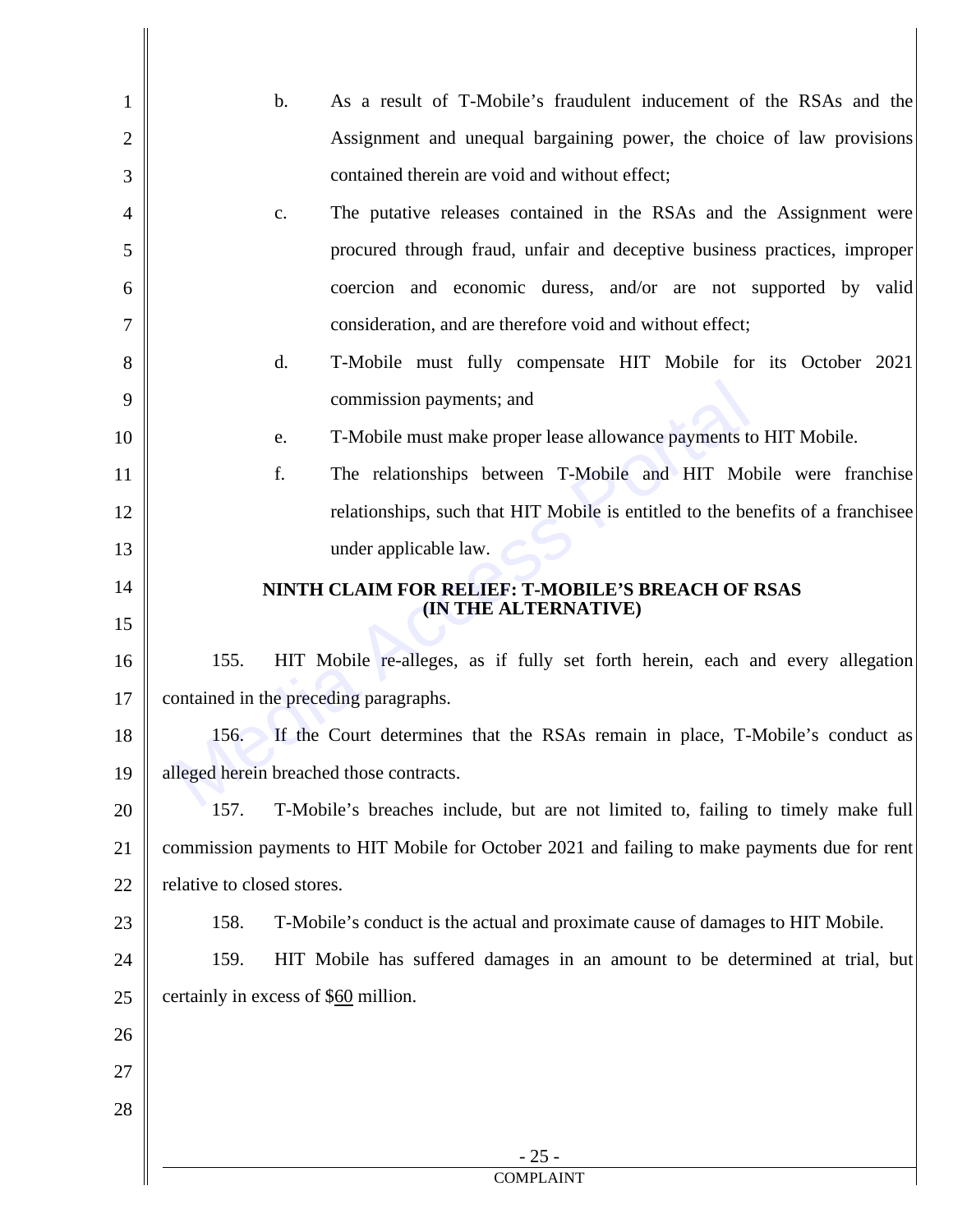b. As a result of T-Mobile's fraudulent inducement of the RSAs and the Assignment and unequal bargaining power, the choice of law provisions contained therein are void and without effect;

c. The putative releases contained in the RSAs and the Assignment were procured through fraud, unfair and deceptive business practices, improper coercion and economic duress, and/or are not supported by valid consideration, and are therefore void and without effect;

d. T-Mobile must fully compensate HIT Mobile for its October 2021 commission payments; and

e. T-Mobile must make proper lease allowance payments to HIT Mobile.

f. The relationships between T-Mobile and HIT Mobile were franchise relationships, such that HIT Mobile is entitled to the benefits of a franchisee under applicable law.

**NINTH CLAIM FOR RELIEF: T-MOBILE'S BREACH OF RSAS (IN THE ALTERNATIVE)**

155. HIT Mobile re-alleges, as if fully set forth herein, each and every allegation contained in the preceding paragraphs.

156. If the Court determines that the RSAs remain in place, T-Mobile's conduct as alleged herein breached those contracts.

157. T-Mobile's breaches include, but are not limited to, failing to timely make full commission payments to HIT Mobile for October 2021 and failing to make payments due for rent relative to closed stores.

158. T-Mobile's conduct is the actual and proximate cause of damages to HIT Mobile.

159. HIT Mobile has suffered damages in an amount to be determined at trial, but certainly in excess of $60 million.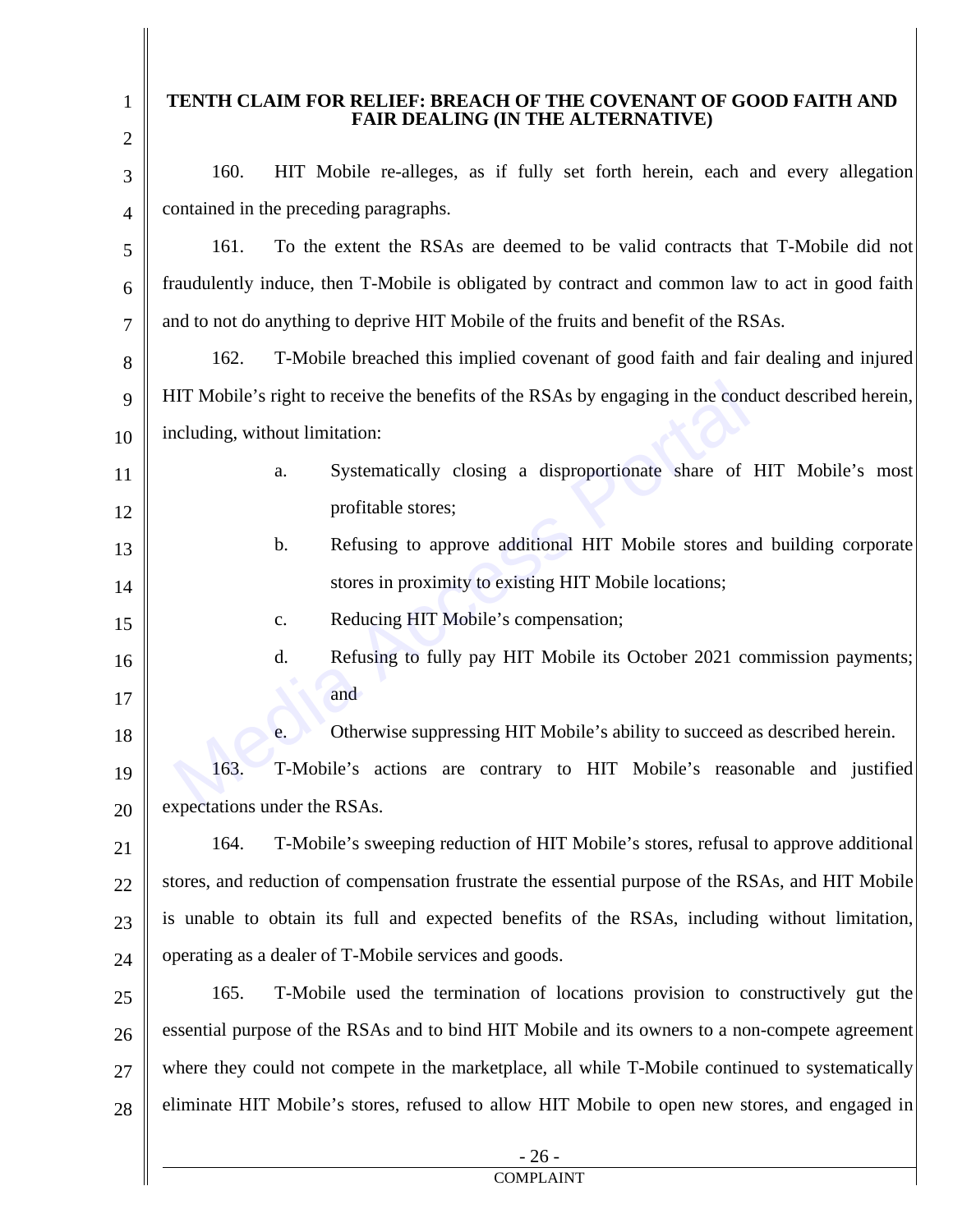## TENTH CLAIM FOR RELIEF: BREACH OF THE COVENANT OF GOOD FAITH AND FAIR DEALING (IN THE ALTERNATIVE)

160. HIT Mobile re-alleges, as if fully set forth herein, each and every allegation contained in the preceding paragraphs.

161. To the extent the RSAs are deemed to be valid contracts that T-Mobile did not fraudulently induce, then T-Mobile is obligated by contract and common law to act in good faith and to not do anything to deprive HIT Mobile of the fruits and benefit of the RSAs.

162. T-Mobile breached this implied covenant of good faith and fair dealing and injured HIT Mobile's right to receive the benefits of the RSAs by engaging in the conduct described herein, including, without limitation:

a. Systematically closing a disproportionate share of HIT Mobile's most profitable stores;

b. Refusing to approve additional HIT Mobile stores and building corporate stores in proximity to existing HIT Mobile locations;

c. Reducing HIT Mobile's compensation;

d. Refusing to fully pay HIT Mobile its October 2021 commission payments; and

e. Otherwise suppressing HIT Mobile's ability to succeed as described herein.

163. T-Mobile's actions are contrary to HIT Mobile's reasonable and justified expectations under the RSAs.

164. T-Mobile's sweeping reduction of HIT Mobile's stores, refusal to approve additional stores, and reduction of compensation frustrate the essential purpose of the RSAs, and HIT Mobile is unable to obtain its full and expected benefits of the RSAs, including without limitation, operating as a dealer of T-Mobile services and goods.

165. T-Mobile used the termination of locations provision to constructively gut the essential purpose of the RSAs and to bind HIT Mobile and its owners to a non-compete agreement where they could not compete in the marketplace, all while T-Mobile continued to systematically eliminate HIT Mobile's stores, refused to allow HIT Mobile to open new stores, and engaged in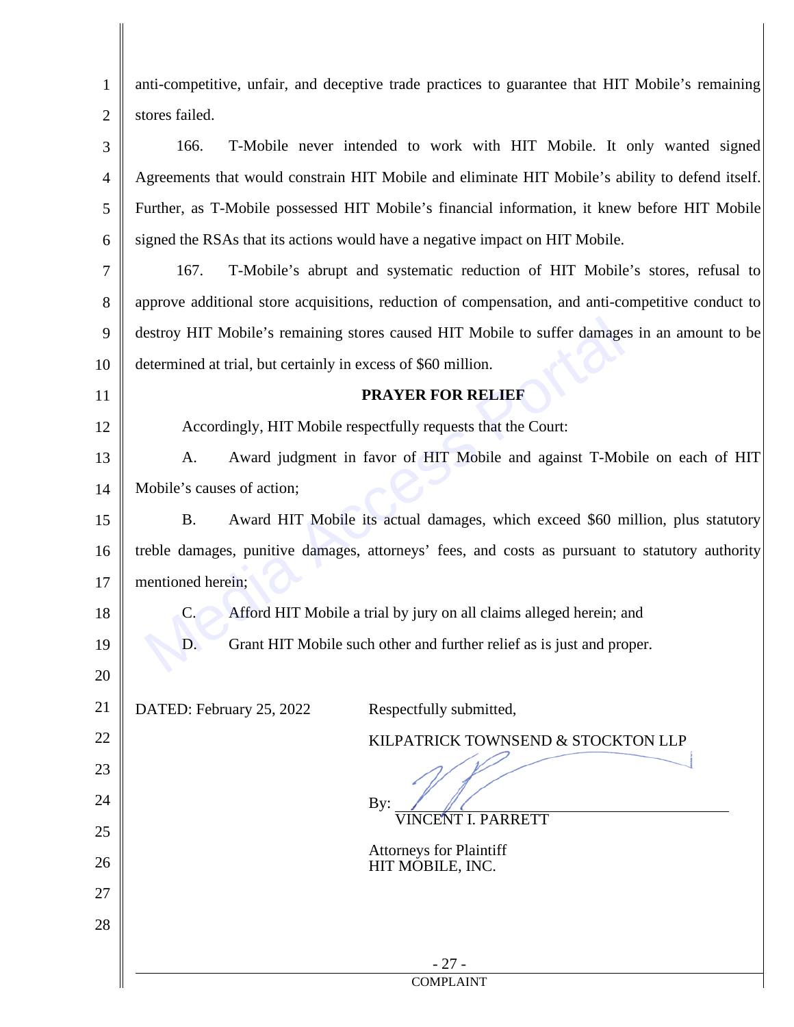anti-competitive, unfair, and deceptive trade practices to guarantee that HIT Mobile's remaining stores failed.

166. T-Mobile never intended to work with HIT Mobile. It only wanted signed Agreements that would constrain HIT Mobile and eliminate HIT Mobile's ability to defend itself. Further, as T-Mobile possessed HIT Mobile's financial information, it knew before HIT Mobile signed the RSAs that its actions would have a negative impact on HIT Mobile.

167. T-Mobile's abrupt and systematic reduction of HIT Mobile's stores, refusal to approve additional store acquisitions, reduction of compensation, and anti-competitive conduct to destroy HIT Mobile's remaining stores caused HIT Mobile to suffer damages in an amount to be determined at trial, but certainly in excess of $60 million.

## PRAYER FOR RELIEF

Accordingly, HIT Mobile respectfully requests that the Court:

A. Award judgment in favor of HIT Mobile and against T-Mobile on each of HIT Mobile's causes of action;

B. Award HIT Mobile its actual damages, which exceed $60 million, plus statutory treble damages, punitive damages, attorneys' fees, and costs as pursuant to statutory authority mentioned herein;

C. Afford HIT Mobile a trial by jury on all claims alleged herein; and

D. Grant HIT Mobile such other and further relief as is just and proper.

DATED: February 25, 2022

Respectfully submitted,

KILPATRICK TOWNSEND & STOCKTON LLP

By: ______________________
VINCENT I. PARRETT

Attorneys for Plaintiff
HIT MOBILE, INC.

COMPLAINT